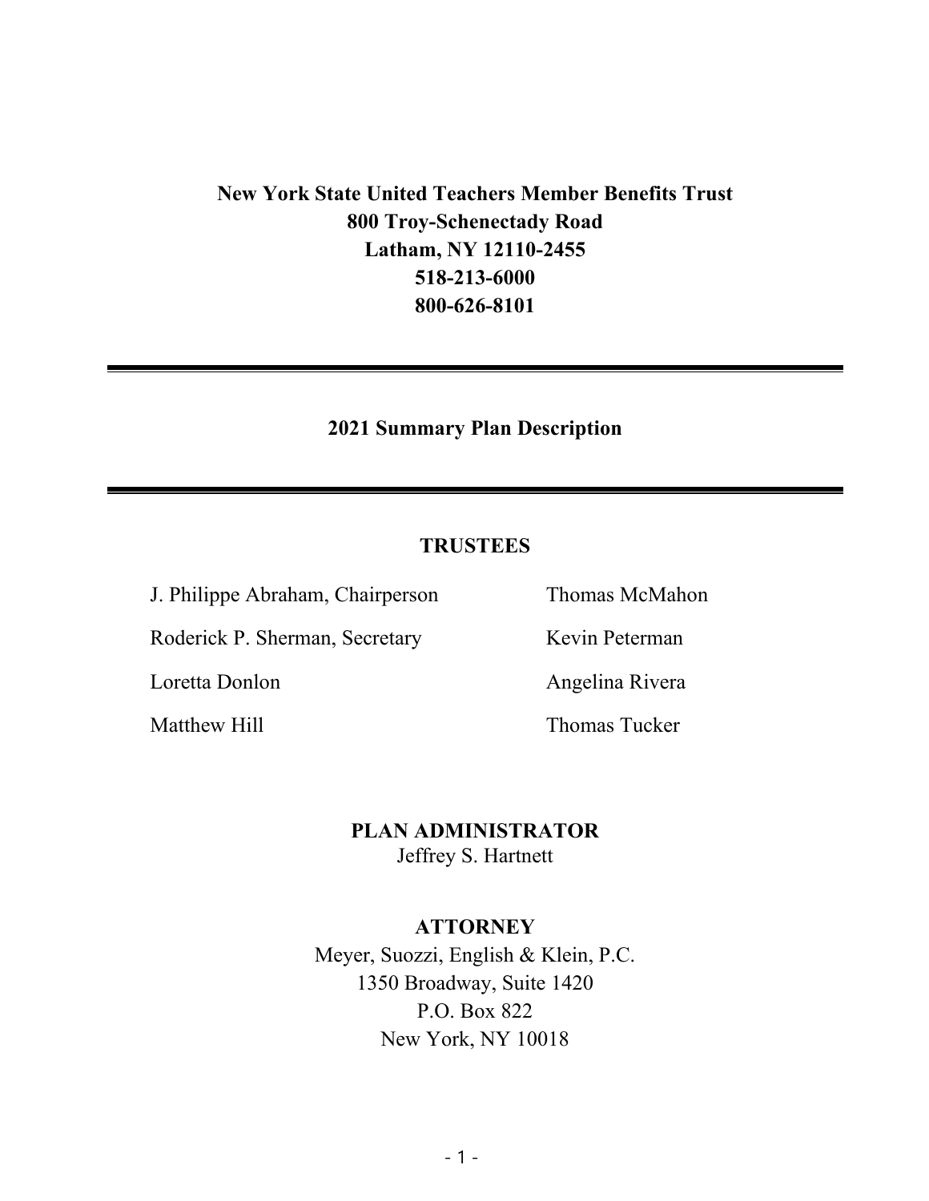**New York State United Teachers Member Benefits Trust**
**800 Troy-Schenectady Road**
**Latham, NY 12110-2455**
**518-213-6000**
**800-626-8101**

---

## 2021 Summary Plan Description

---

### TRUSTEES

J. Philippe Abraham, Chairperson

Roderick P. Sherman, Secretary

Loretta Donlon

Matthew Hill

Thomas McMahon

Kevin Peterman

Angelina Rivera

Thomas Tucker

### PLAN ADMINISTRATOR

Jeffrey S. Hartnett

### ATTORNEY

Meyer, Suozzi, English & Klein, P.C.
1350 Broadway, Suite 1420
P.O. Box 822
New York, NY 10018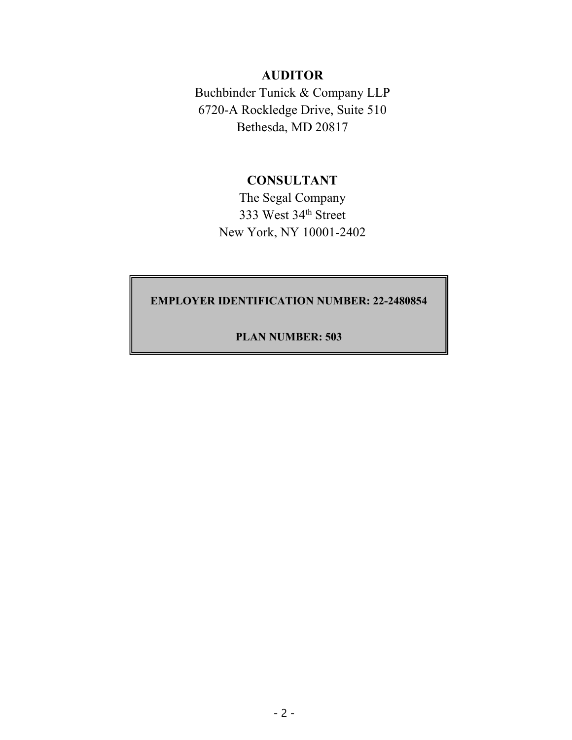**AUDITOR**

Buchbinder Tunick & Company LLP
6720-A Rockledge Drive, Suite 510
Bethesda, MD 20817

**CONSULTANT**

The Segal Company
333 West 34th Street
New York, NY 10001-2402

**EMPLOYER IDENTIFICATION NUMBER: 22-2480854**

**PLAN NUMBER: 503**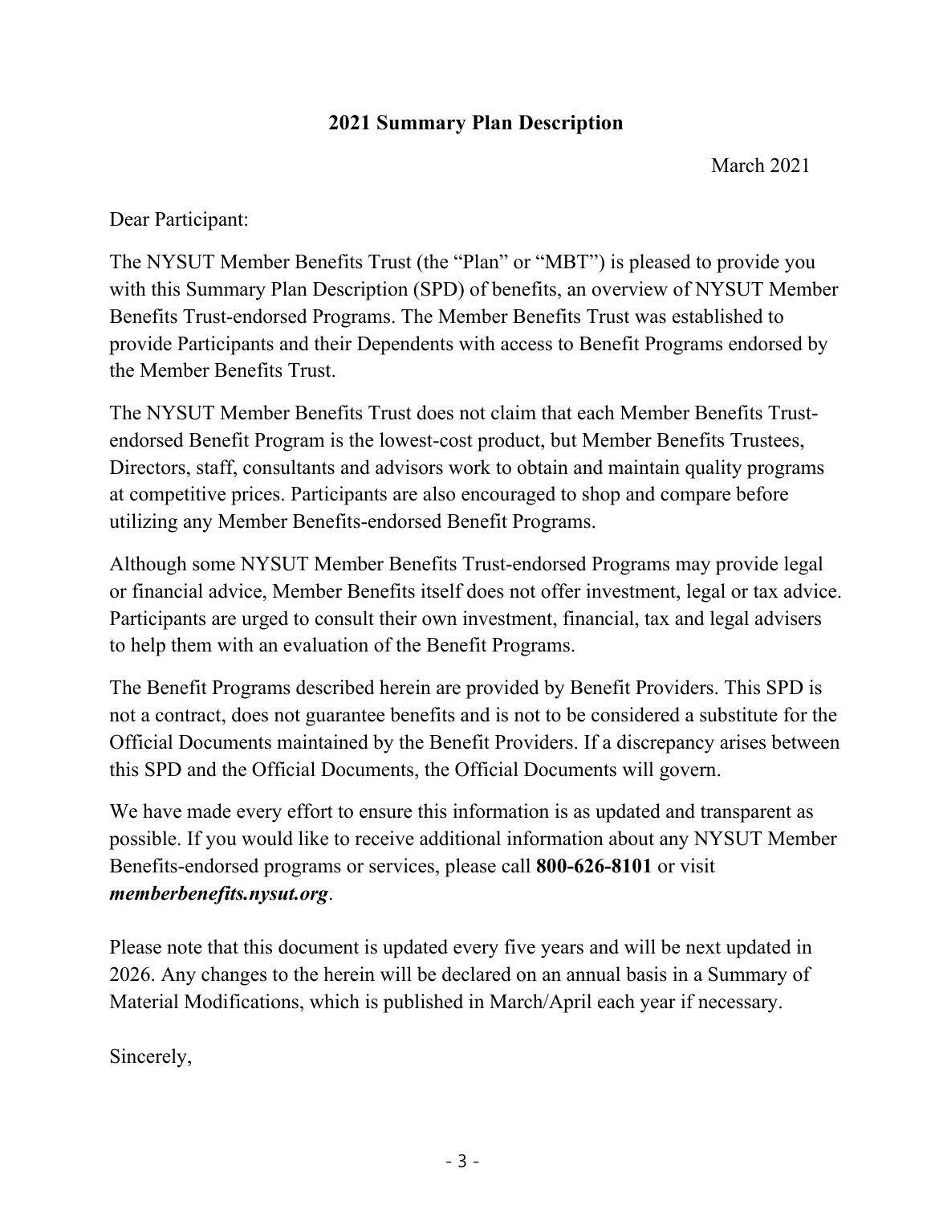## 2021 Summary Plan Description

March 2021

Dear Participant:

The NYSUT Member Benefits Trust (the "Plan" or "MBT") is pleased to provide you with this Summary Plan Description (SPD) of benefits, an overview of NYSUT Member Benefits Trust-endorsed Programs. The Member Benefits Trust was established to provide Participants and their Dependents with access to Benefit Programs endorsed by the Member Benefits Trust.

The NYSUT Member Benefits Trust does not claim that each Member Benefits Trust-endorsed Benefit Program is the lowest-cost product, but Member Benefits Trustees, Directors, staff, consultants and advisors work to obtain and maintain quality programs at competitive prices. Participants are also encouraged to shop and compare before utilizing any Member Benefits-endorsed Benefit Programs.

Although some NYSUT Member Benefits Trust-endorsed Programs may provide legal or financial advice, Member Benefits itself does not offer investment, legal or tax advice. Participants are urged to consult their own investment, financial, tax and legal advisers to help them with an evaluation of the Benefit Programs.

The Benefit Programs described herein are provided by Benefit Providers. This SPD is not a contract, does not guarantee benefits and is not to be considered a substitute for the Official Documents maintained by the Benefit Providers. If a discrepancy arises between this SPD and the Official Documents, the Official Documents will govern.

We have made every effort to ensure this information is as updated and transparent as possible. If you would like to receive additional information about any NYSUT Member Benefits-endorsed programs or services, please call **800-626-8101** or visit ***memberbenefits.nysut.org***.

Please note that this document is updated every five years and will be next updated in 2026. Any changes to the herein will be declared on an annual basis in a Summary of Material Modifications, which is published in March/April each year if necessary.

Sincerely,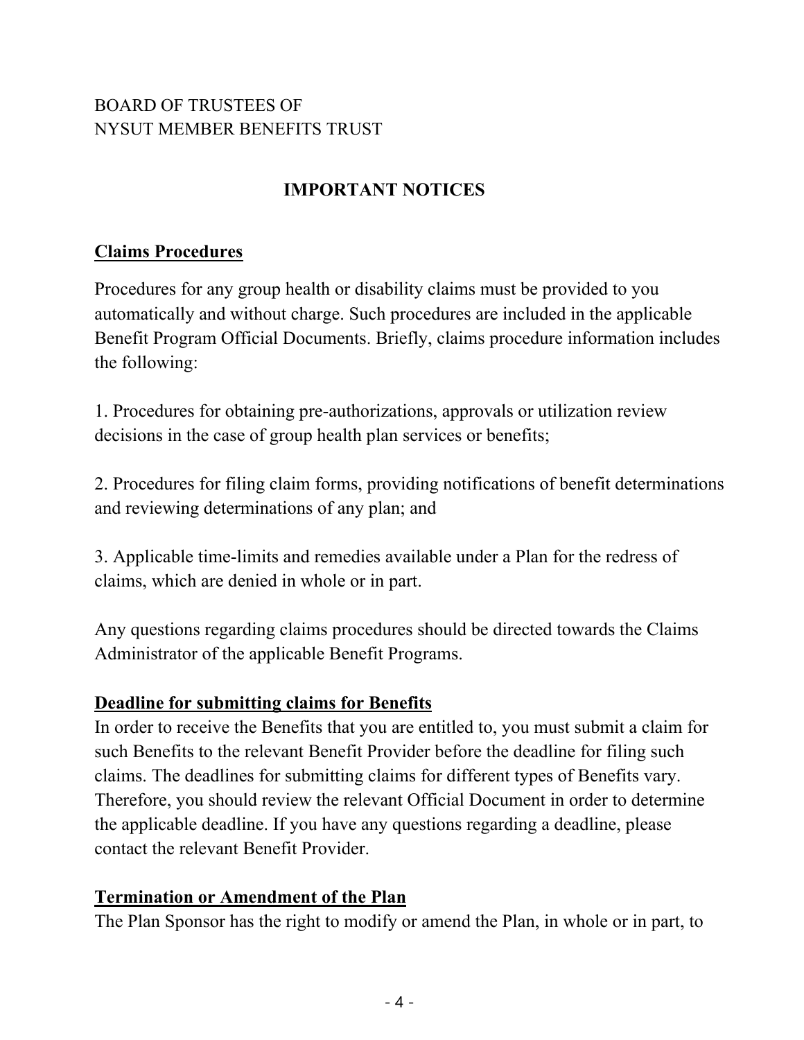BOARD OF TRUSTEES OF
NYSUT MEMBER BENEFITS TRUST

## IMPORTANT NOTICES

### Claims Procedures

Procedures for any group health or disability claims must be provided to you automatically and without charge. Such procedures are included in the applicable Benefit Program Official Documents. Briefly, claims procedure information includes the following:

1. Procedures for obtaining pre-authorizations, approvals or utilization review decisions in the case of group health plan services or benefits;

2. Procedures for filing claim forms, providing notifications of benefit determinations and reviewing determinations of any plan; and

3. Applicable time-limits and remedies available under a Plan for the redress of claims, which are denied in whole or in part.

Any questions regarding claims procedures should be directed towards the Claims Administrator of the applicable Benefit Programs.

### Deadline for submitting claims for Benefits

In order to receive the Benefits that you are entitled to, you must submit a claim for such Benefits to the relevant Benefit Provider before the deadline for filing such claims. The deadlines for submitting claims for different types of Benefits vary. Therefore, you should review the relevant Official Document in order to determine the applicable deadline. If you have any questions regarding a deadline, please contact the relevant Benefit Provider.

### Termination or Amendment of the Plan

The Plan Sponsor has the right to modify or amend the Plan, in whole or in part, to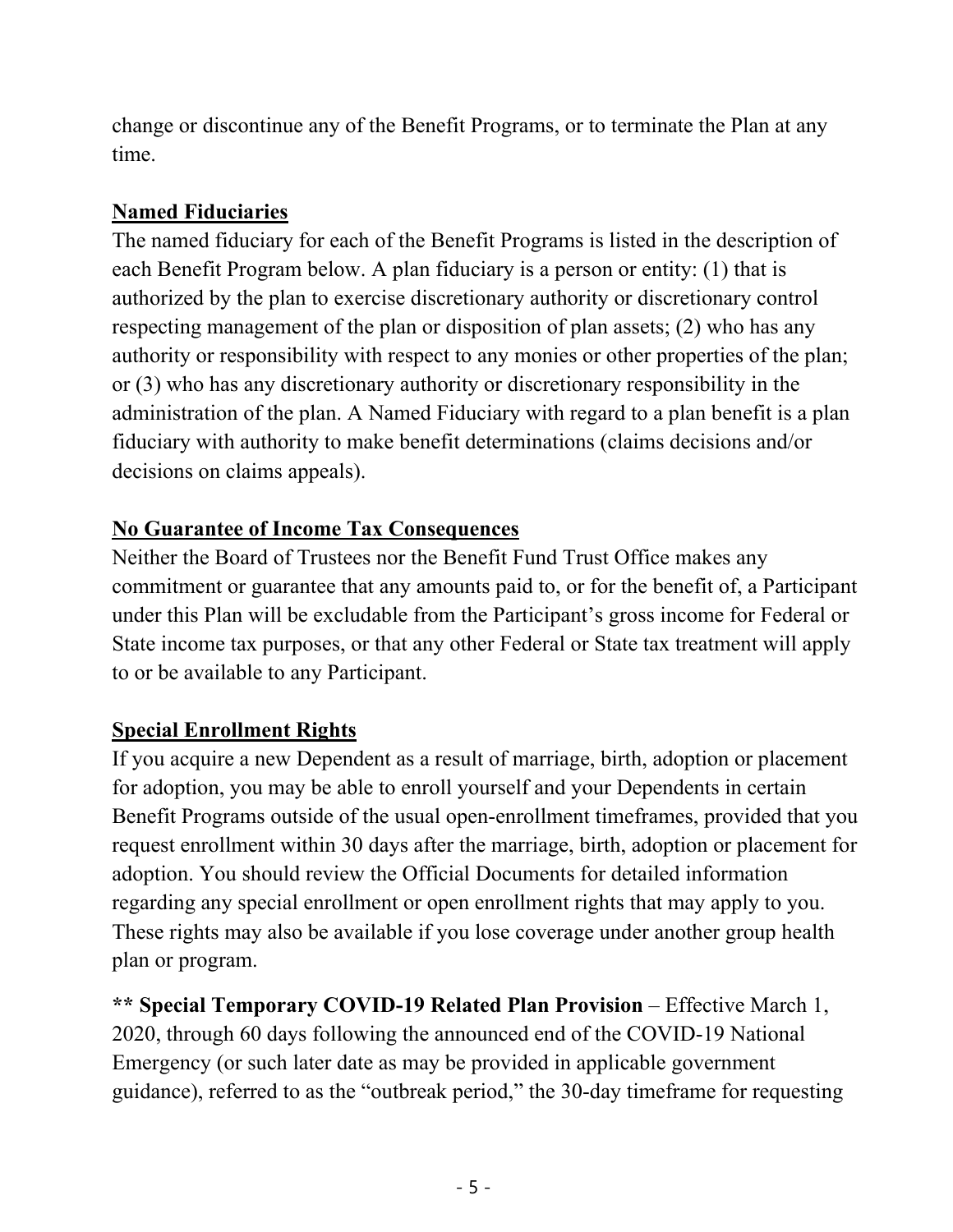change or discontinue any of the Benefit Programs, or to terminate the Plan at any time.

## Named Fiduciaries

The named fiduciary for each of the Benefit Programs is listed in the description of each Benefit Program below. A plan fiduciary is a person or entity: (1) that is authorized by the plan to exercise discretionary authority or discretionary control respecting management of the plan or disposition of plan assets; (2) who has any authority or responsibility with respect to any monies or other properties of the plan; or (3) who has any discretionary authority or discretionary responsibility in the administration of the plan. A Named Fiduciary with regard to a plan benefit is a plan fiduciary with authority to make benefit determinations (claims decisions and/or decisions on claims appeals).

## No Guarantee of Income Tax Consequences

Neither the Board of Trustees nor the Benefit Fund Trust Office makes any commitment or guarantee that any amounts paid to, or for the benefit of, a Participant under this Plan will be excludable from the Participant's gross income for Federal or State income tax purposes, or that any other Federal or State tax treatment will apply to or be available to any Participant.

## Special Enrollment Rights

If you acquire a new Dependent as a result of marriage, birth, adoption or placement for adoption, you may be able to enroll yourself and your Dependents in certain Benefit Programs outside of the usual open-enrollment timeframes, provided that you request enrollment within 30 days after the marriage, birth, adoption or placement for adoption. You should review the Official Documents for detailed information regarding any special enrollment or open enrollment rights that may apply to you. These rights may also be available if you lose coverage under another group health plan or program.

**\*\* Special Temporary COVID-19 Related Plan Provision** – Effective March 1, 2020, through 60 days following the announced end of the COVID-19 National Emergency (or such later date as may be provided in applicable government guidance), referred to as the "outbreak period," the 30-day timeframe for requesting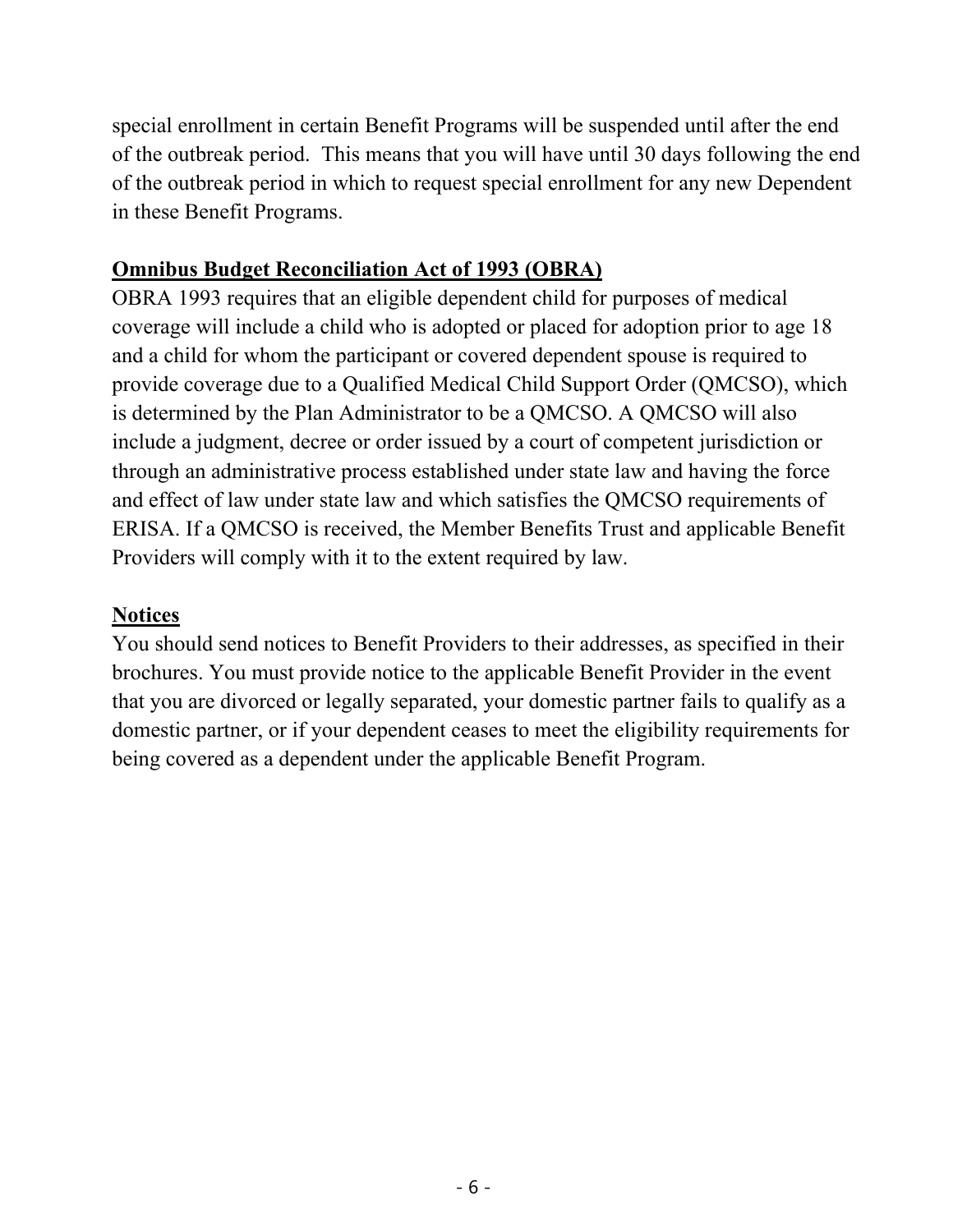special enrollment in certain Benefit Programs will be suspended until after the end of the outbreak period. This means that you will have until 30 days following the end of the outbreak period in which to request special enrollment for any new Dependent in these Benefit Programs.

## Omnibus Budget Reconciliation Act of 1993 (OBRA)

OBRA 1993 requires that an eligible dependent child for purposes of medical coverage will include a child who is adopted or placed for adoption prior to age 18 and a child for whom the participant or covered dependent spouse is required to provide coverage due to a Qualified Medical Child Support Order (QMCSO), which is determined by the Plan Administrator to be a QMCSO. A QMCSO will also include a judgment, decree or order issued by a court of competent jurisdiction or through an administrative process established under state law and having the force and effect of law under state law and which satisfies the QMCSO requirements of ERISA. If a QMCSO is received, the Member Benefits Trust and applicable Benefit Providers will comply with it to the extent required by law.

## Notices

You should send notices to Benefit Providers to their addresses, as specified in their brochures. You must provide notice to the applicable Benefit Provider in the event that you are divorced or legally separated, your domestic partner fails to qualify as a domestic partner, or if your dependent ceases to meet the eligibility requirements for being covered as a dependent under the applicable Benefit Program.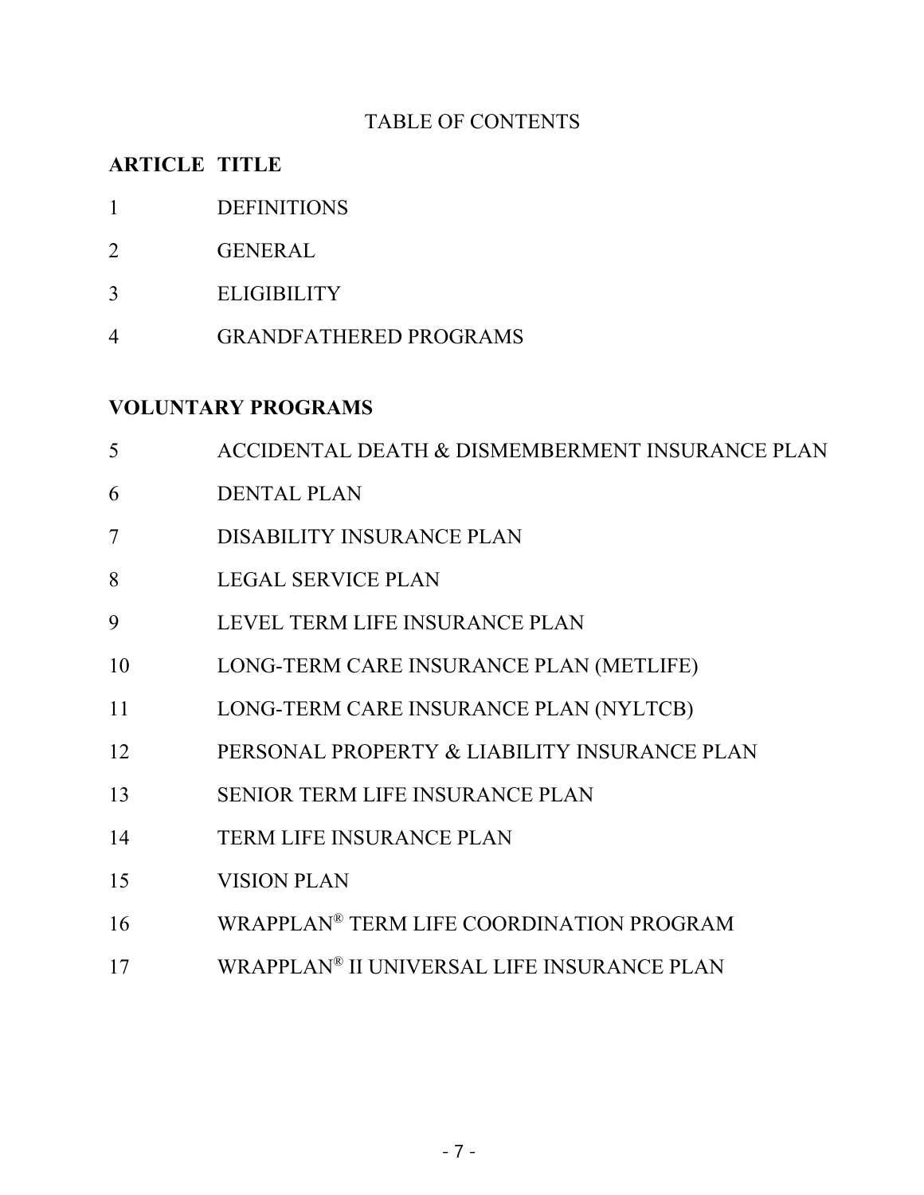# TABLE OF CONTENTS

| ARTICLE | TITLE |
|---|---|
| 1 | DEFINITIONS |
| 2 | GENERAL |
| 3 | ELIGIBILITY |
| 4 | GRANDFATHERED PROGRAMS |

**VOLUNTARY PROGRAMS**

| | |
|---|---|
| 5 | ACCIDENTAL DEATH & DISMEMBERMENT INSURANCE PLAN |
| 6 | DENTAL PLAN |
| 7 | DISABILITY INSURANCE PLAN |
| 8 | LEGAL SERVICE PLAN |
| 9 | LEVEL TERM LIFE INSURANCE PLAN |
| 10 | LONG-TERM CARE INSURANCE PLAN (METLIFE) |
| 11 | LONG-TERM CARE INSURANCE PLAN (NYLTCB) |
| 12 | PERSONAL PROPERTY & LIABILITY INSURANCE PLAN |
| 13 | SENIOR TERM LIFE INSURANCE PLAN |
| 14 | TERM LIFE INSURANCE PLAN |
| 15 | VISION PLAN |
| 16 | WRAPPLAN® TERM LIFE COORDINATION PROGRAM |
| 17 | WRAPPLAN® II UNIVERSAL LIFE INSURANCE PLAN |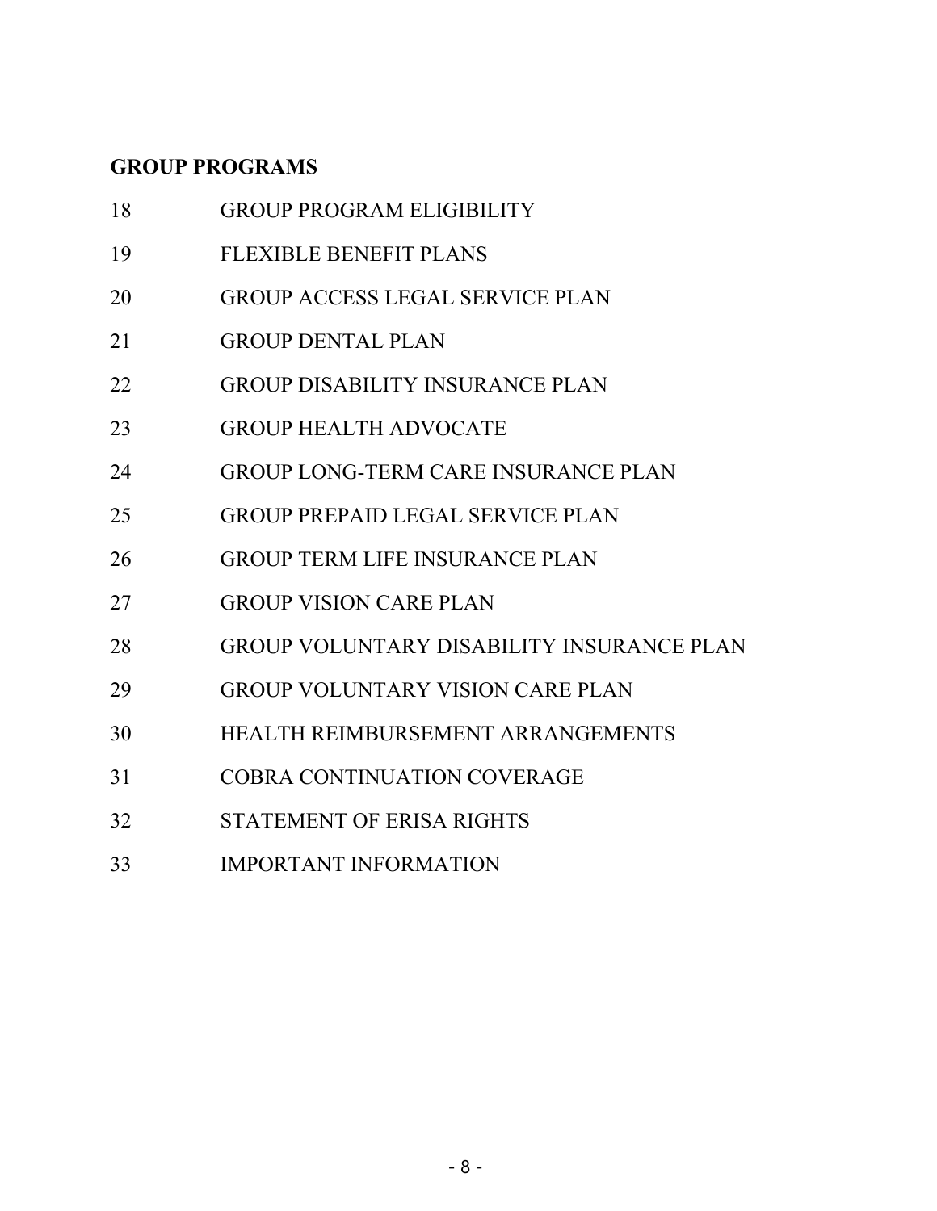**GROUP PROGRAMS**

| | |
|---|---|
| 18 | GROUP PROGRAM ELIGIBILITY |
| 19 | FLEXIBLE BENEFIT PLANS |
| 20 | GROUP ACCESS LEGAL SERVICE PLAN |
| 21 | GROUP DENTAL PLAN |
| 22 | GROUP DISABILITY INSURANCE PLAN |
| 23 | GROUP HEALTH ADVOCATE |
| 24 | GROUP LONG-TERM CARE INSURANCE PLAN |
| 25 | GROUP PREPAID LEGAL SERVICE PLAN |
| 26 | GROUP TERM LIFE INSURANCE PLAN |
| 27 | GROUP VISION CARE PLAN |
| 28 | GROUP VOLUNTARY DISABILITY INSURANCE PLAN |
| 29 | GROUP VOLUNTARY VISION CARE PLAN |
| 30 | HEALTH REIMBURSEMENT ARRANGEMENTS |
| 31 | COBRA CONTINUATION COVERAGE |
| 32 | STATEMENT OF ERISA RIGHTS |
| 33 | IMPORTANT INFORMATION |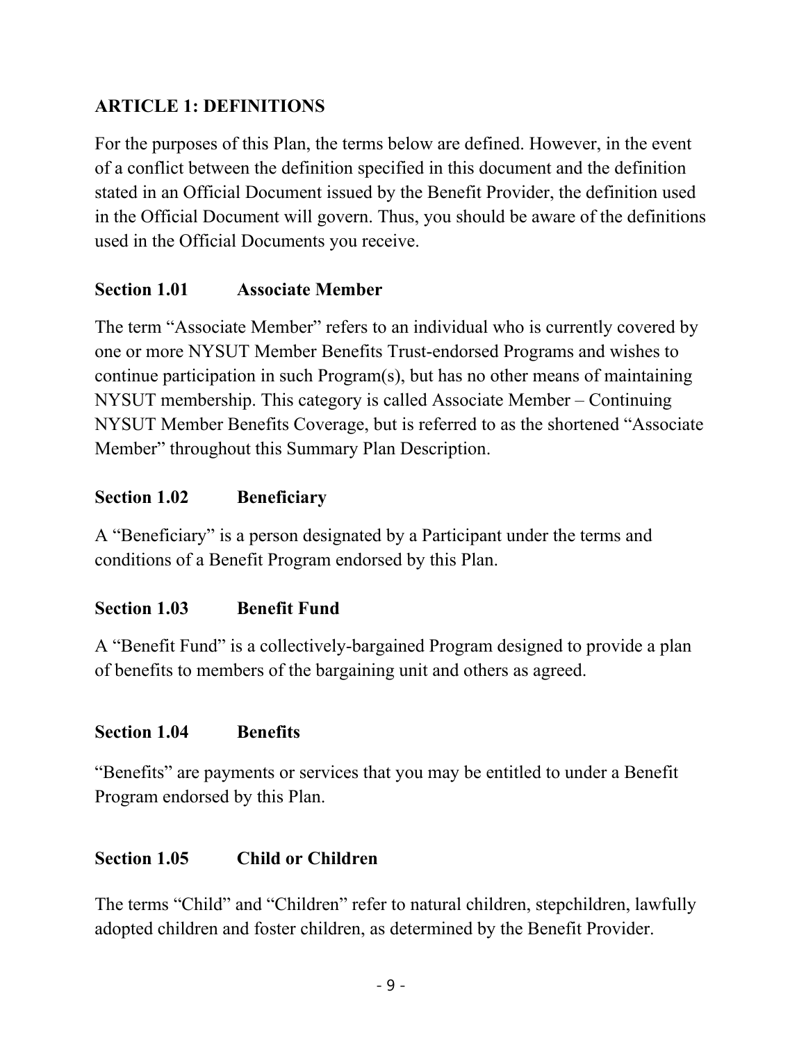## ARTICLE 1: DEFINITIONS

For the purposes of this Plan, the terms below are defined. However, in the event of a conflict between the definition specified in this document and the definition stated in an Official Document issued by the Benefit Provider, the definition used in the Official Document will govern. Thus, you should be aware of the definitions used in the Official Documents you receive.

### Section 1.01 Associate Member

The term "Associate Member" refers to an individual who is currently covered by one or more NYSUT Member Benefits Trust-endorsed Programs and wishes to continue participation in such Program(s), but has no other means of maintaining NYSUT membership. This category is called Associate Member – Continuing NYSUT Member Benefits Coverage, but is referred to as the shortened "Associate Member" throughout this Summary Plan Description.

### Section 1.02 Beneficiary

A "Beneficiary" is a person designated by a Participant under the terms and conditions of a Benefit Program endorsed by this Plan.

### Section 1.03 Benefit Fund

A "Benefit Fund" is a collectively-bargained Program designed to provide a plan of benefits to members of the bargaining unit and others as agreed.

### Section 1.04 Benefits

"Benefits" are payments or services that you may be entitled to under a Benefit Program endorsed by this Plan.

### Section 1.05 Child or Children

The terms "Child" and "Children" refer to natural children, stepchildren, lawfully adopted children and foster children, as determined by the Benefit Provider.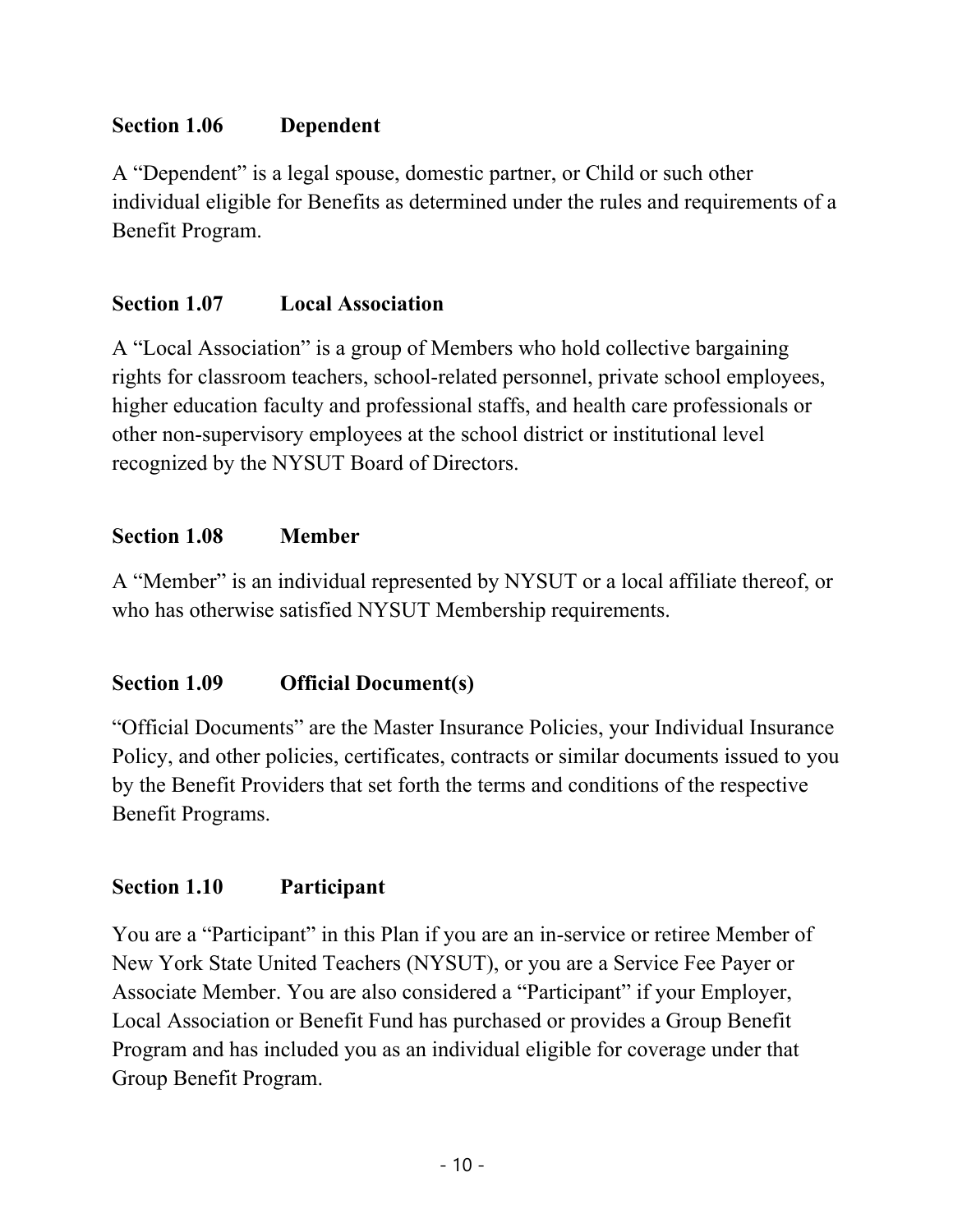### Section 1.06 Dependent

A “Dependent” is a legal spouse, domestic partner, or Child or such other individual eligible for Benefits as determined under the rules and requirements of a Benefit Program.

### Section 1.07 Local Association

A “Local Association” is a group of Members who hold collective bargaining rights for classroom teachers, school-related personnel, private school employees, higher education faculty and professional staffs, and health care professionals or other non-supervisory employees at the school district or institutional level recognized by the NYSUT Board of Directors.

### Section 1.08 Member

A “Member” is an individual represented by NYSUT or a local affiliate thereof, or who has otherwise satisfied NYSUT Membership requirements.

### Section 1.09 Official Document(s)

“Official Documents” are the Master Insurance Policies, your Individual Insurance Policy, and other policies, certificates, contracts or similar documents issued to you by the Benefit Providers that set forth the terms and conditions of the respective Benefit Programs.

### Section 1.10 Participant

You are a “Participant” in this Plan if you are an in-service or retiree Member of New York State United Teachers (NYSUT), or you are a Service Fee Payer or Associate Member. You are also considered a “Participant” if your Employer, Local Association or Benefit Fund has purchased or provides a Group Benefit Program and has included you as an individual eligible for coverage under that Group Benefit Program.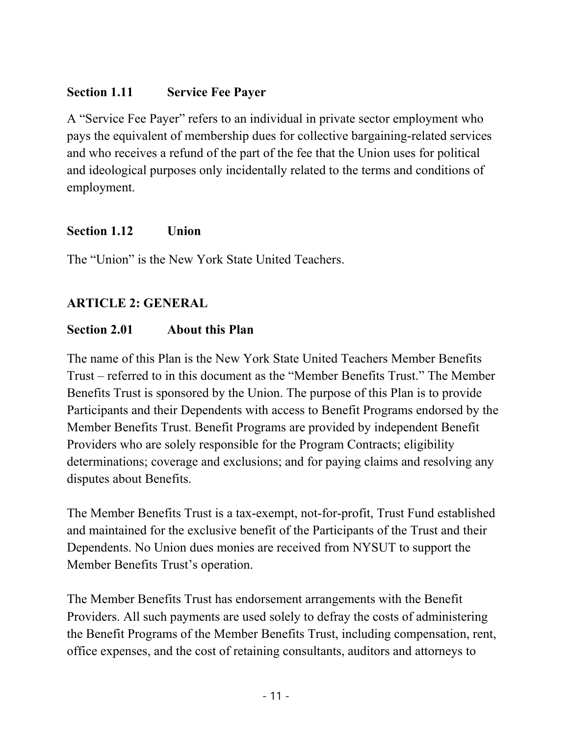### Section 1.11 Service Fee Payer

A "Service Fee Payer" refers to an individual in private sector employment who pays the equivalent of membership dues for collective bargaining-related services and who receives a refund of the part of the fee that the Union uses for political and ideological purposes only incidentally related to the terms and conditions of employment.

### Section 1.12 Union

The "Union" is the New York State United Teachers.

## ARTICLE 2: GENERAL

### Section 2.01 About this Plan

The name of this Plan is the New York State United Teachers Member Benefits Trust – referred to in this document as the "Member Benefits Trust." The Member Benefits Trust is sponsored by the Union. The purpose of this Plan is to provide Participants and their Dependents with access to Benefit Programs endorsed by the Member Benefits Trust. Benefit Programs are provided by independent Benefit Providers who are solely responsible for the Program Contracts; eligibility determinations; coverage and exclusions; and for paying claims and resolving any disputes about Benefits.

The Member Benefits Trust is a tax-exempt, not-for-profit, Trust Fund established and maintained for the exclusive benefit of the Participants of the Trust and their Dependents. No Union dues monies are received from NYSUT to support the Member Benefits Trust's operation.

The Member Benefits Trust has endorsement arrangements with the Benefit Providers. All such payments are used solely to defray the costs of administering the Benefit Programs of the Member Benefits Trust, including compensation, rent, office expenses, and the cost of retaining consultants, auditors and attorneys to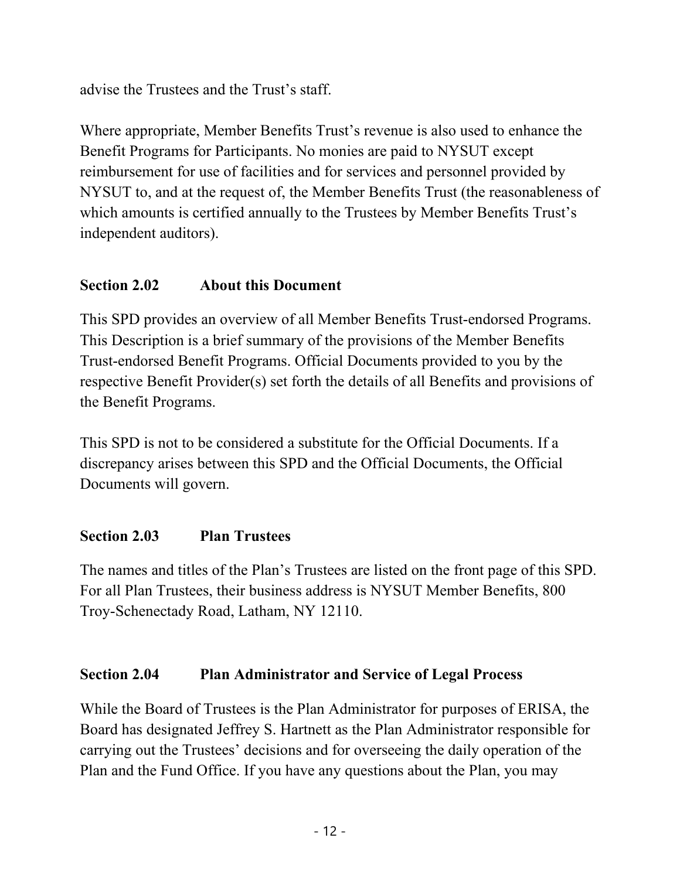advise the Trustees and the Trust's staff.

Where appropriate, Member Benefits Trust's revenue is also used to enhance the Benefit Programs for Participants. No monies are paid to NYSUT except reimbursement for use of facilities and for services and personnel provided by NYSUT to, and at the request of, the Member Benefits Trust (the reasonableness of which amounts is certified annually to the Trustees by Member Benefits Trust's independent auditors).

### Section 2.02 About this Document

This SPD provides an overview of all Member Benefits Trust-endorsed Programs. This Description is a brief summary of the provisions of the Member Benefits Trust-endorsed Benefit Programs. Official Documents provided to you by the respective Benefit Provider(s) set forth the details of all Benefits and provisions of the Benefit Programs.

This SPD is not to be considered a substitute for the Official Documents. If a discrepancy arises between this SPD and the Official Documents, the Official Documents will govern.

### Section 2.03 Plan Trustees

The names and titles of the Plan's Trustees are listed on the front page of this SPD. For all Plan Trustees, their business address is NYSUT Member Benefits, 800 Troy-Schenectady Road, Latham, NY 12110.

### Section 2.04 Plan Administrator and Service of Legal Process

While the Board of Trustees is the Plan Administrator for purposes of ERISA, the Board has designated Jeffrey S. Hartnett as the Plan Administrator responsible for carrying out the Trustees' decisions and for overseeing the daily operation of the Plan and the Fund Office. If you have any questions about the Plan, you may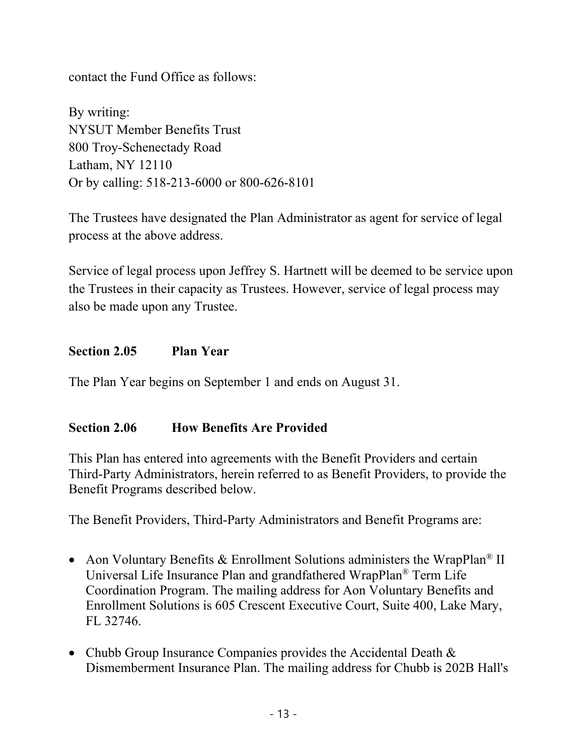contact the Fund Office as follows:

By writing:
NYSUT Member Benefits Trust
800 Troy-Schenectady Road
Latham, NY 12110
Or by calling: 518-213-6000 or 800-626-8101

The Trustees have designated the Plan Administrator as agent for service of legal process at the above address.

Service of legal process upon Jeffrey S. Hartnett will be deemed to be service upon the Trustees in their capacity as Trustees. However, service of legal process may also be made upon any Trustee.

### Section 2.05 Plan Year

The Plan Year begins on September 1 and ends on August 31.

### Section 2.06 How Benefits Are Provided

This Plan has entered into agreements with the Benefit Providers and certain Third-Party Administrators, herein referred to as Benefit Providers, to provide the Benefit Programs described below.

The Benefit Providers, Third-Party Administrators and Benefit Programs are:

- Aon Voluntary Benefits & Enrollment Solutions administers the WrapPlan® II Universal Life Insurance Plan and grandfathered WrapPlan® Term Life Coordination Program. The mailing address for Aon Voluntary Benefits and Enrollment Solutions is 605 Crescent Executive Court, Suite 400, Lake Mary, FL 32746.
- Chubb Group Insurance Companies provides the Accidental Death & Dismemberment Insurance Plan. The mailing address for Chubb is 202B Hall's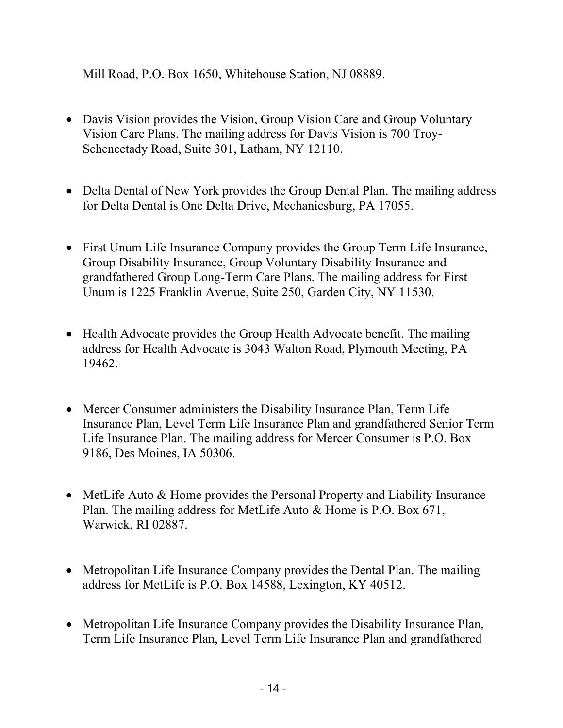Mill Road, P.O. Box 1650, Whitehouse Station, NJ 08889.

- Davis Vision provides the Vision, Group Vision Care and Group Voluntary Vision Care Plans. The mailing address for Davis Vision is 700 Troy-Schenectady Road, Suite 301, Latham, NY 12110.

- Delta Dental of New York provides the Group Dental Plan. The mailing address for Delta Dental is One Delta Drive, Mechanicsburg, PA 17055.

- First Unum Life Insurance Company provides the Group Term Life Insurance, Group Disability Insurance, Group Voluntary Disability Insurance and grandfathered Group Long-Term Care Plans. The mailing address for First Unum is 1225 Franklin Avenue, Suite 250, Garden City, NY 11530.

- Health Advocate provides the Group Health Advocate benefit. The mailing address for Health Advocate is 3043 Walton Road, Plymouth Meeting, PA 19462.

- Mercer Consumer administers the Disability Insurance Plan, Term Life Insurance Plan, Level Term Life Insurance Plan and grandfathered Senior Term Life Insurance Plan. The mailing address for Mercer Consumer is P.O. Box 9186, Des Moines, IA 50306.

- MetLife Auto & Home provides the Personal Property and Liability Insurance Plan. The mailing address for MetLife Auto & Home is P.O. Box 671, Warwick, RI 02887.

- Metropolitan Life Insurance Company provides the Dental Plan. The mailing address for MetLife is P.O. Box 14588, Lexington, KY 40512.

- Metropolitan Life Insurance Company provides the Disability Insurance Plan, Term Life Insurance Plan, Level Term Life Insurance Plan and grandfathered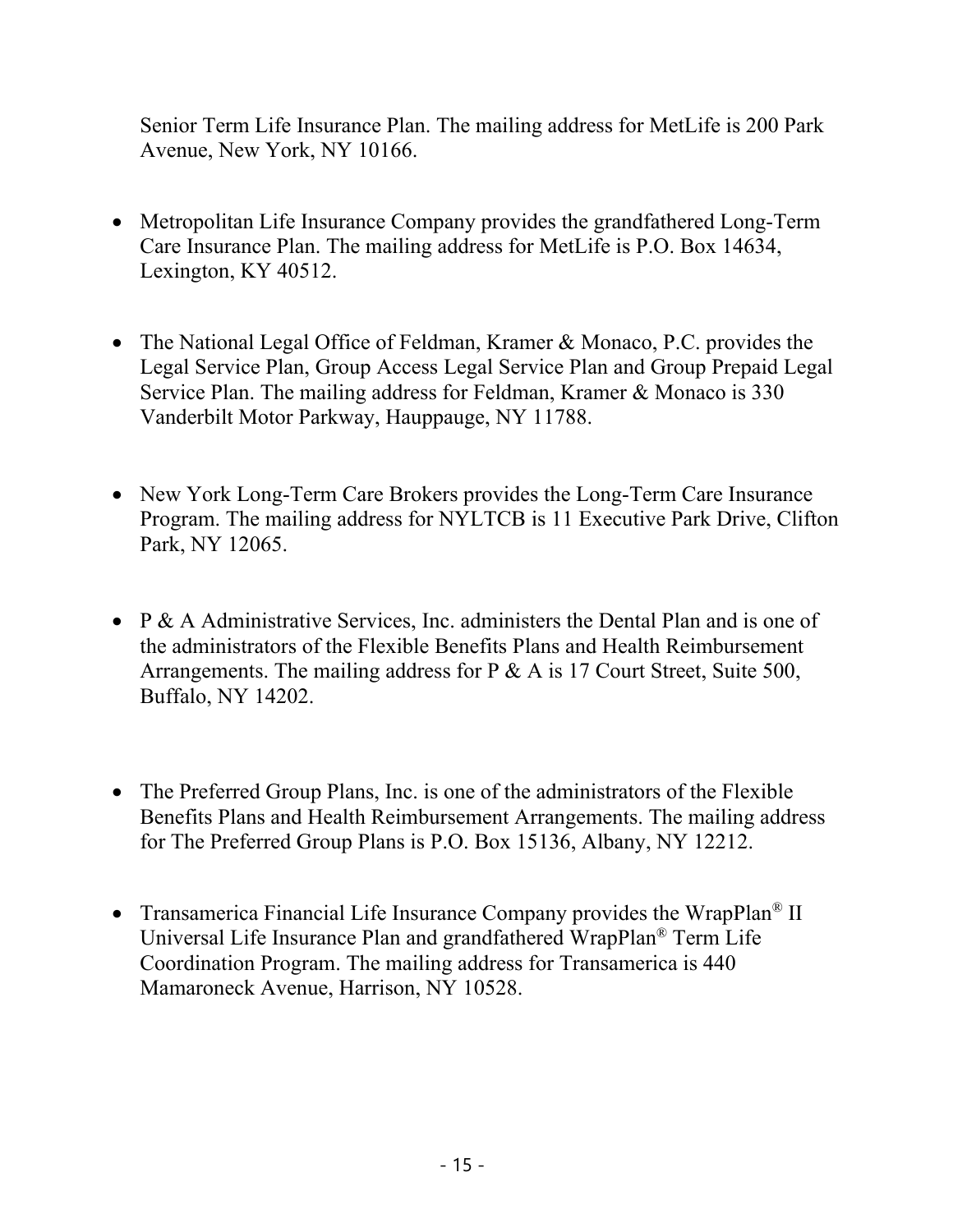Senior Term Life Insurance Plan. The mailing address for MetLife is 200 Park Avenue, New York, NY 10166.

- Metropolitan Life Insurance Company provides the grandfathered Long-Term Care Insurance Plan. The mailing address for MetLife is P.O. Box 14634, Lexington, KY 40512.

- The National Legal Office of Feldman, Kramer & Monaco, P.C. provides the Legal Service Plan, Group Access Legal Service Plan and Group Prepaid Legal Service Plan. The mailing address for Feldman, Kramer & Monaco is 330 Vanderbilt Motor Parkway, Hauppauge, NY 11788.

- New York Long-Term Care Brokers provides the Long-Term Care Insurance Program. The mailing address for NYLTCB is 11 Executive Park Drive, Clifton Park, NY 12065.

- P & A Administrative Services, Inc. administers the Dental Plan and is one of the administrators of the Flexible Benefits Plans and Health Reimbursement Arrangements. The mailing address for P & A is 17 Court Street, Suite 500, Buffalo, NY 14202.

- The Preferred Group Plans, Inc. is one of the administrators of the Flexible Benefits Plans and Health Reimbursement Arrangements. The mailing address for The Preferred Group Plans is P.O. Box 15136, Albany, NY 12212.

- Transamerica Financial Life Insurance Company provides the WrapPlan® II Universal Life Insurance Plan and grandfathered WrapPlan® Term Life Coordination Program. The mailing address for Transamerica is 440 Mamaroneck Avenue, Harrison, NY 10528.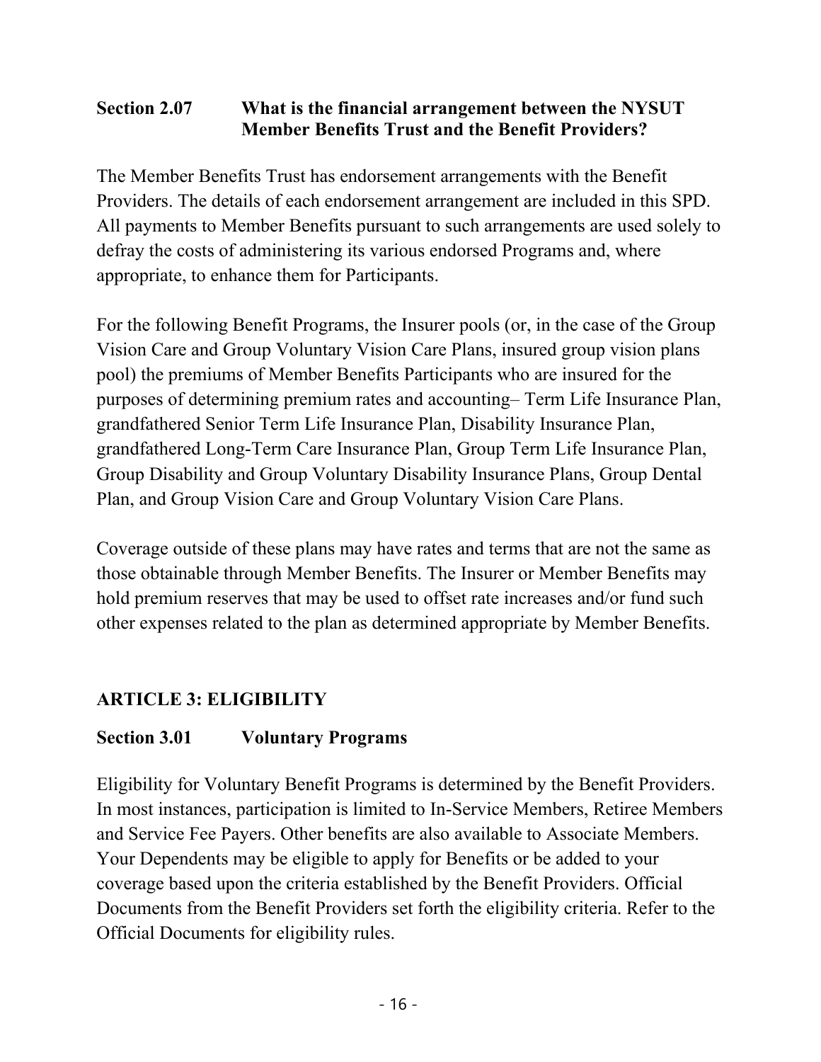### Section 2.07 What is the financial arrangement between the NYSUT Member Benefits Trust and the Benefit Providers?

The Member Benefits Trust has endorsement arrangements with the Benefit Providers. The details of each endorsement arrangement are included in this SPD. All payments to Member Benefits pursuant to such arrangements are used solely to defray the costs of administering its various endorsed Programs and, where appropriate, to enhance them for Participants.

For the following Benefit Programs, the Insurer pools (or, in the case of the Group Vision Care and Group Voluntary Vision Care Plans, insured group vision plans pool) the premiums of Member Benefits Participants who are insured for the purposes of determining premium rates and accounting– Term Life Insurance Plan, grandfathered Senior Term Life Insurance Plan, Disability Insurance Plan, grandfathered Long-Term Care Insurance Plan, Group Term Life Insurance Plan, Group Disability and Group Voluntary Disability Insurance Plans, Group Dental Plan, and Group Vision Care and Group Voluntary Vision Care Plans.

Coverage outside of these plans may have rates and terms that are not the same as those obtainable through Member Benefits. The Insurer or Member Benefits may hold premium reserves that may be used to offset rate increases and/or fund such other expenses related to the plan as determined appropriate by Member Benefits.

## ARTICLE 3: ELIGIBILITY

### Section 3.01 Voluntary Programs

Eligibility for Voluntary Benefit Programs is determined by the Benefit Providers. In most instances, participation is limited to In-Service Members, Retiree Members and Service Fee Payers. Other benefits are also available to Associate Members. Your Dependents may be eligible to apply for Benefits or be added to your coverage based upon the criteria established by the Benefit Providers. Official Documents from the Benefit Providers set forth the eligibility criteria. Refer to the Official Documents for eligibility rules.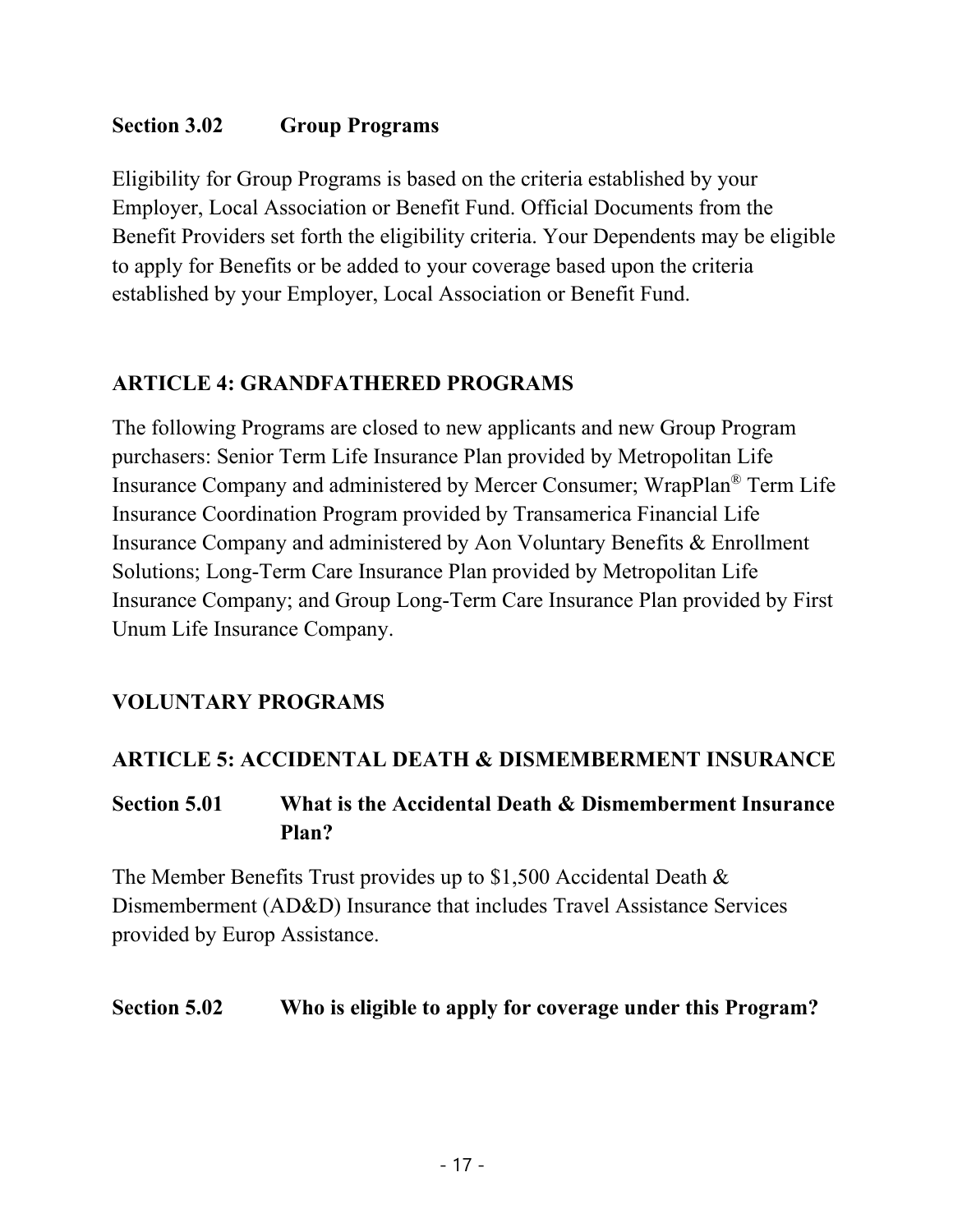### Section 3.02 Group Programs

Eligibility for Group Programs is based on the criteria established by your Employer, Local Association or Benefit Fund. Official Documents from the Benefit Providers set forth the eligibility criteria. Your Dependents may be eligible to apply for Benefits or be added to your coverage based upon the criteria established by your Employer, Local Association or Benefit Fund.

## ARTICLE 4: GRANDFATHERED PROGRAMS

The following Programs are closed to new applicants and new Group Program purchasers: Senior Term Life Insurance Plan provided by Metropolitan Life Insurance Company and administered by Mercer Consumer; WrapPlan® Term Life Insurance Coordination Program provided by Transamerica Financial Life Insurance Company and administered by Aon Voluntary Benefits & Enrollment Solutions; Long-Term Care Insurance Plan provided by Metropolitan Life Insurance Company; and Group Long-Term Care Insurance Plan provided by First Unum Life Insurance Company.

# VOLUNTARY PROGRAMS

## ARTICLE 5: ACCIDENTAL DEATH & DISMEMBERMENT INSURANCE

### Section 5.01 What is the Accidental Death & Dismemberment Insurance Plan?

The Member Benefits Trust provides up to $1,500 Accidental Death & Dismemberment (AD&D) Insurance that includes Travel Assistance Services provided by Europ Assistance.

### Section 5.02 Who is eligible to apply for coverage under this Program?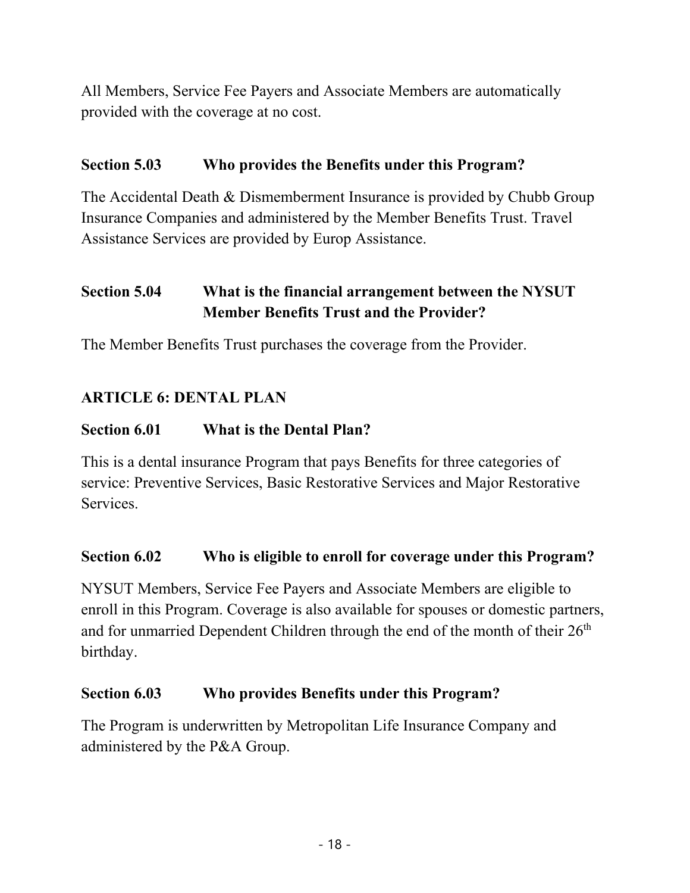All Members, Service Fee Payers and Associate Members are automatically provided with the coverage at no cost.

### Section 5.03 Who provides the Benefits under this Program?

The Accidental Death & Dismemberment Insurance is provided by Chubb Group Insurance Companies and administered by the Member Benefits Trust. Travel Assistance Services are provided by Europ Assistance.

### Section 5.04 What is the financial arrangement between the NYSUT Member Benefits Trust and the Provider?

The Member Benefits Trust purchases the coverage from the Provider.

## ARTICLE 6: DENTAL PLAN

### Section 6.01 What is the Dental Plan?

This is a dental insurance Program that pays Benefits for three categories of service: Preventive Services, Basic Restorative Services and Major Restorative Services.

### Section 6.02 Who is eligible to enroll for coverage under this Program?

NYSUT Members, Service Fee Payers and Associate Members are eligible to enroll in this Program. Coverage is also available for spouses or domestic partners, and for unmarried Dependent Children through the end of the month of their 26th birthday.

### Section 6.03 Who provides Benefits under this Program?

The Program is underwritten by Metropolitan Life Insurance Company and administered by the P&A Group.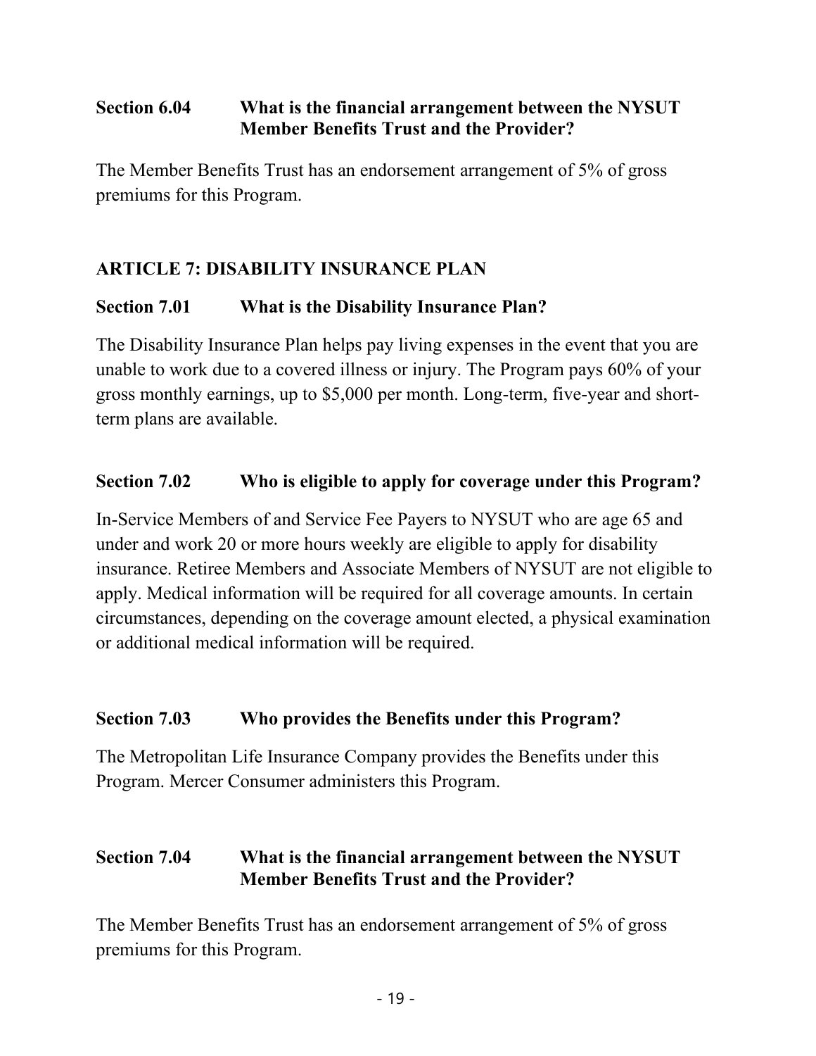### Section 6.04 What is the financial arrangement between the NYSUT Member Benefits Trust and the Provider?

The Member Benefits Trust has an endorsement arrangement of 5% of gross premiums for this Program.

## ARTICLE 7: DISABILITY INSURANCE PLAN

### Section 7.01 What is the Disability Insurance Plan?

The Disability Insurance Plan helps pay living expenses in the event that you are unable to work due to a covered illness or injury. The Program pays 60% of your gross monthly earnings, up to $5,000 per month. Long-term, five-year and short-term plans are available.

### Section 7.02 Who is eligible to apply for coverage under this Program?

In-Service Members of and Service Fee Payers to NYSUT who are age 65 and under and work 20 or more hours weekly are eligible to apply for disability insurance. Retiree Members and Associate Members of NYSUT are not eligible to apply. Medical information will be required for all coverage amounts. In certain circumstances, depending on the coverage amount elected, a physical examination or additional medical information will be required.

### Section 7.03 Who provides the Benefits under this Program?

The Metropolitan Life Insurance Company provides the Benefits under this Program. Mercer Consumer administers this Program.

### Section 7.04 What is the financial arrangement between the NYSUT Member Benefits Trust and the Provider?

The Member Benefits Trust has an endorsement arrangement of 5% of gross premiums for this Program.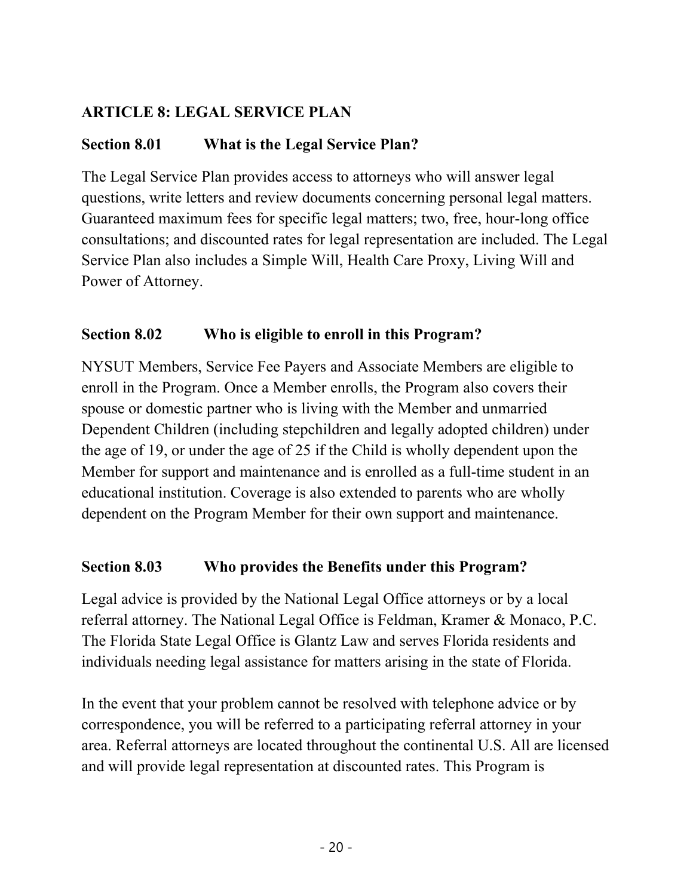## ARTICLE 8: LEGAL SERVICE PLAN

### Section 8.01 What is the Legal Service Plan?

The Legal Service Plan provides access to attorneys who will answer legal questions, write letters and review documents concerning personal legal matters. Guaranteed maximum fees for specific legal matters; two, free, hour-long office consultations; and discounted rates for legal representation are included. The Legal Service Plan also includes a Simple Will, Health Care Proxy, Living Will and Power of Attorney.

### Section 8.02 Who is eligible to enroll in this Program?

NYSUT Members, Service Fee Payers and Associate Members are eligible to enroll in the Program. Once a Member enrolls, the Program also covers their spouse or domestic partner who is living with the Member and unmarried Dependent Children (including stepchildren and legally adopted children) under the age of 19, or under the age of 25 if the Child is wholly dependent upon the Member for support and maintenance and is enrolled as a full-time student in an educational institution. Coverage is also extended to parents who are wholly dependent on the Program Member for their own support and maintenance.

### Section 8.03 Who provides the Benefits under this Program?

Legal advice is provided by the National Legal Office attorneys or by a local referral attorney. The National Legal Office is Feldman, Kramer & Monaco, P.C. The Florida State Legal Office is Glantz Law and serves Florida residents and individuals needing legal assistance for matters arising in the state of Florida.

In the event that your problem cannot be resolved with telephone advice or by correspondence, you will be referred to a participating referral attorney in your area. Referral attorneys are located throughout the continental U.S. All are licensed and will provide legal representation at discounted rates. This Program is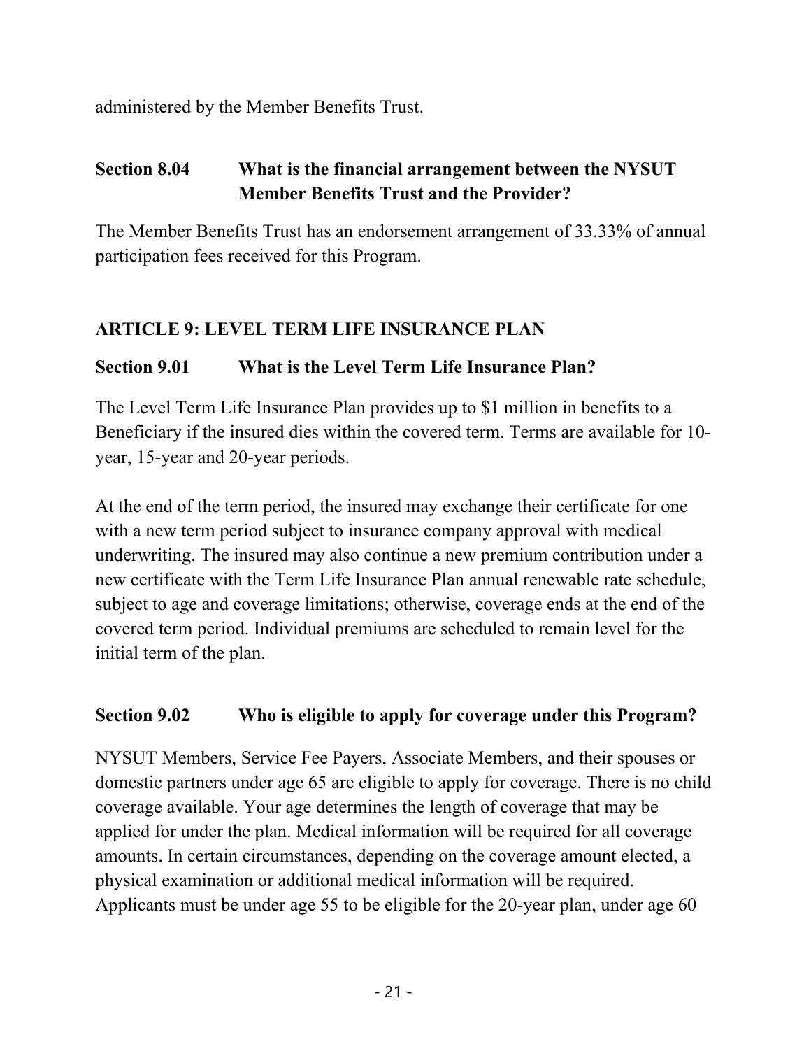administered by the Member Benefits Trust.

### Section 8.04 What is the financial arrangement between the NYSUT Member Benefits Trust and the Provider?

The Member Benefits Trust has an endorsement arrangement of 33.33% of annual participation fees received for this Program.

## ARTICLE 9: LEVEL TERM LIFE INSURANCE PLAN

### Section 9.01 What is the Level Term Life Insurance Plan?

The Level Term Life Insurance Plan provides up to $1 million in benefits to a Beneficiary if the insured dies within the covered term. Terms are available for 10-year, 15-year and 20-year periods.

At the end of the term period, the insured may exchange their certificate for one with a new term period subject to insurance company approval with medical underwriting. The insured may also continue a new premium contribution under a new certificate with the Term Life Insurance Plan annual renewable rate schedule, subject to age and coverage limitations; otherwise, coverage ends at the end of the covered term period. Individual premiums are scheduled to remain level for the initial term of the plan.

### Section 9.02 Who is eligible to apply for coverage under this Program?

NYSUT Members, Service Fee Payers, Associate Members, and their spouses or domestic partners under age 65 are eligible to apply for coverage. There is no child coverage available. Your age determines the length of coverage that may be applied for under the plan. Medical information will be required for all coverage amounts. In certain circumstances, depending on the coverage amount elected, a physical examination or additional medical information will be required. Applicants must be under age 55 to be eligible for the 20-year plan, under age 60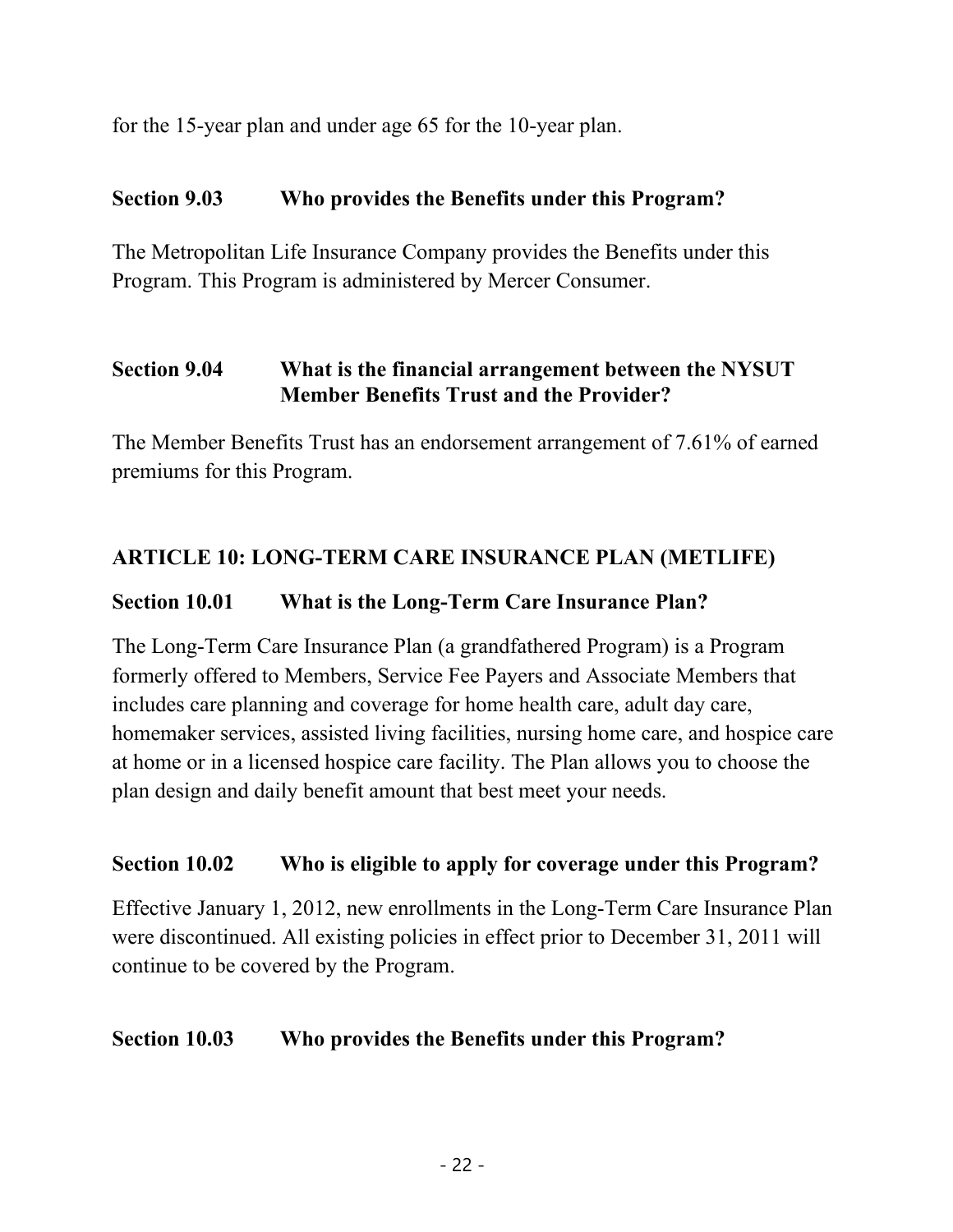for the 15-year plan and under age 65 for the 10-year plan.

### Section 9.03 Who provides the Benefits under this Program?

The Metropolitan Life Insurance Company provides the Benefits under this Program. This Program is administered by Mercer Consumer.

### Section 9.04 What is the financial arrangement between the NYSUT Member Benefits Trust and the Provider?

The Member Benefits Trust has an endorsement arrangement of 7.61% of earned premiums for this Program.

## ARTICLE 10: LONG-TERM CARE INSURANCE PLAN (METLIFE)

### Section 10.01 What is the Long-Term Care Insurance Plan?

The Long-Term Care Insurance Plan (a grandfathered Program) is a Program formerly offered to Members, Service Fee Payers and Associate Members that includes care planning and coverage for home health care, adult day care, homemaker services, assisted living facilities, nursing home care, and hospice care at home or in a licensed hospice care facility. The Plan allows you to choose the plan design and daily benefit amount that best meet your needs.

### Section 10.02 Who is eligible to apply for coverage under this Program?

Effective January 1, 2012, new enrollments in the Long-Term Care Insurance Plan were discontinued. All existing policies in effect prior to December 31, 2011 will continue to be covered by the Program.

### Section 10.03 Who provides the Benefits under this Program?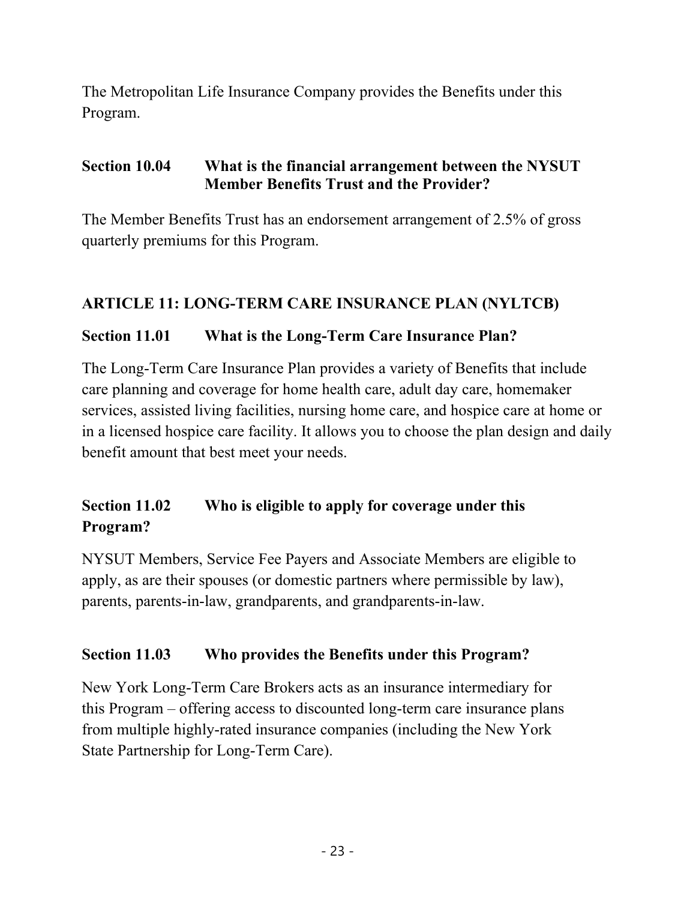The Metropolitan Life Insurance Company provides the Benefits under this Program.

### Section 10.04 What is the financial arrangement between the NYSUT Member Benefits Trust and the Provider?

The Member Benefits Trust has an endorsement arrangement of 2.5% of gross quarterly premiums for this Program.

## ARTICLE 11: LONG-TERM CARE INSURANCE PLAN (NYLTCB)

### Section 11.01 What is the Long-Term Care Insurance Plan?

The Long-Term Care Insurance Plan provides a variety of Benefits that include care planning and coverage for home health care, adult day care, homemaker services, assisted living facilities, nursing home care, and hospice care at home or in a licensed hospice care facility. It allows you to choose the plan design and daily benefit amount that best meet your needs.

### Section 11.02 Who is eligible to apply for coverage under this Program?

NYSUT Members, Service Fee Payers and Associate Members are eligible to apply, as are their spouses (or domestic partners where permissible by law), parents, parents-in-law, grandparents, and grandparents-in-law.

### Section 11.03 Who provides the Benefits under this Program?

New York Long-Term Care Brokers acts as an insurance intermediary for this Program – offering access to discounted long-term care insurance plans from multiple highly-rated insurance companies (including the New York State Partnership for Long-Term Care).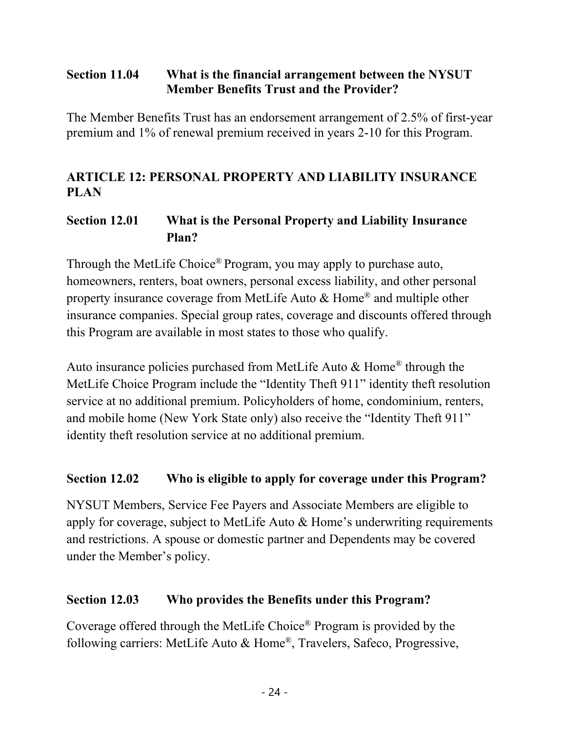### Section 11.04 What is the financial arrangement between the NYSUT Member Benefits Trust and the Provider?

The Member Benefits Trust has an endorsement arrangement of 2.5% of first-year premium and 1% of renewal premium received in years 2-10 for this Program.

## ARTICLE 12: PERSONAL PROPERTY AND LIABILITY INSURANCE PLAN

### Section 12.01 What is the Personal Property and Liability Insurance Plan?

Through the MetLife Choice® Program, you may apply to purchase auto, homeowners, renters, boat owners, personal excess liability, and other personal property insurance coverage from MetLife Auto & Home® and multiple other insurance companies. Special group rates, coverage and discounts offered through this Program are available in most states to those who qualify.

Auto insurance policies purchased from MetLife Auto & Home® through the MetLife Choice Program include the "Identity Theft 911" identity theft resolution service at no additional premium. Policyholders of home, condominium, renters, and mobile home (New York State only) also receive the "Identity Theft 911" identity theft resolution service at no additional premium.

### Section 12.02 Who is eligible to apply for coverage under this Program?

NYSUT Members, Service Fee Payers and Associate Members are eligible to apply for coverage, subject to MetLife Auto & Home's underwriting requirements and restrictions. A spouse or domestic partner and Dependents may be covered under the Member's policy.

### Section 12.03 Who provides the Benefits under this Program?

Coverage offered through the MetLife Choice® Program is provided by the following carriers: MetLife Auto & Home®, Travelers, Safeco, Progressive,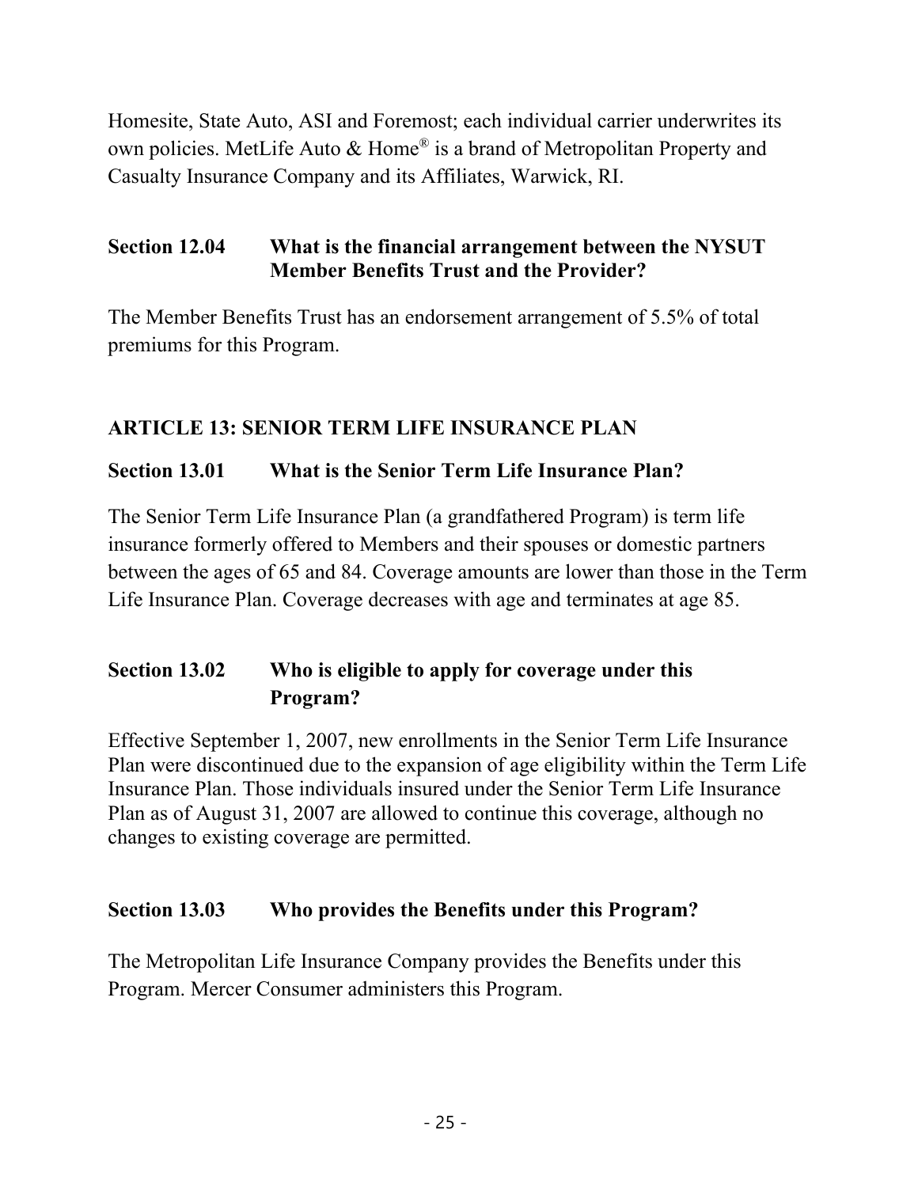Homesite, State Auto, ASI and Foremost; each individual carrier underwrites its own policies. MetLife Auto & Home® is a brand of Metropolitan Property and Casualty Insurance Company and its Affiliates, Warwick, RI.

### Section 12.04 What is the financial arrangement between the NYSUT Member Benefits Trust and the Provider?

The Member Benefits Trust has an endorsement arrangement of 5.5% of total premiums for this Program.

## ARTICLE 13: SENIOR TERM LIFE INSURANCE PLAN

### Section 13.01 What is the Senior Term Life Insurance Plan?

The Senior Term Life Insurance Plan (a grandfathered Program) is term life insurance formerly offered to Members and their spouses or domestic partners between the ages of 65 and 84. Coverage amounts are lower than those in the Term Life Insurance Plan. Coverage decreases with age and terminates at age 85.

### Section 13.02 Who is eligible to apply for coverage under this Program?

Effective September 1, 2007, new enrollments in the Senior Term Life Insurance Plan were discontinued due to the expansion of age eligibility within the Term Life Insurance Plan. Those individuals insured under the Senior Term Life Insurance Plan as of August 31, 2007 are allowed to continue this coverage, although no changes to existing coverage are permitted.

### Section 13.03 Who provides the Benefits under this Program?

The Metropolitan Life Insurance Company provides the Benefits under this Program. Mercer Consumer administers this Program.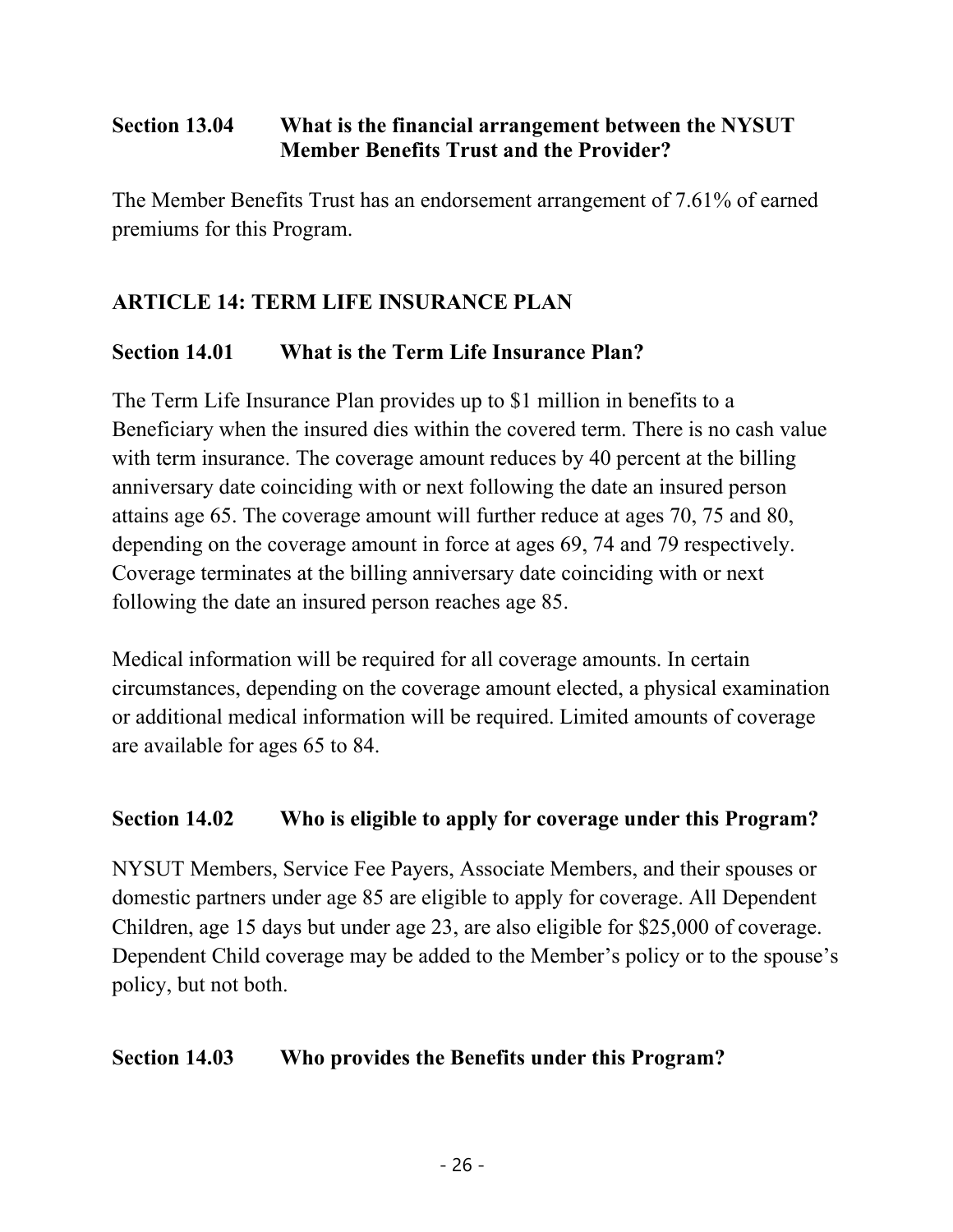**Section 13.04 What is the financial arrangement between the NYSUT Member Benefits Trust and the Provider?**

The Member Benefits Trust has an endorsement arrangement of 7.61% of earned premiums for this Program.

## ARTICLE 14: TERM LIFE INSURANCE PLAN

**Section 14.01 What is the Term Life Insurance Plan?**

The Term Life Insurance Plan provides up to $1 million in benefits to a Beneficiary when the insured dies within the covered term. There is no cash value with term insurance. The coverage amount reduces by 40 percent at the billing anniversary date coinciding with or next following the date an insured person attains age 65. The coverage amount will further reduce at ages 70, 75 and 80, depending on the coverage amount in force at ages 69, 74 and 79 respectively. Coverage terminates at the billing anniversary date coinciding with or next following the date an insured person reaches age 85.

Medical information will be required for all coverage amounts. In certain circumstances, depending on the coverage amount elected, a physical examination or additional medical information will be required. Limited amounts of coverage are available for ages 65 to 84.

**Section 14.02 Who is eligible to apply for coverage under this Program?**

NYSUT Members, Service Fee Payers, Associate Members, and their spouses or domestic partners under age 85 are eligible to apply for coverage. All Dependent Children, age 15 days but under age 23, are also eligible for $25,000 of coverage. Dependent Child coverage may be added to the Member's policy or to the spouse's policy, but not both.

**Section 14.03 Who provides the Benefits under this Program?**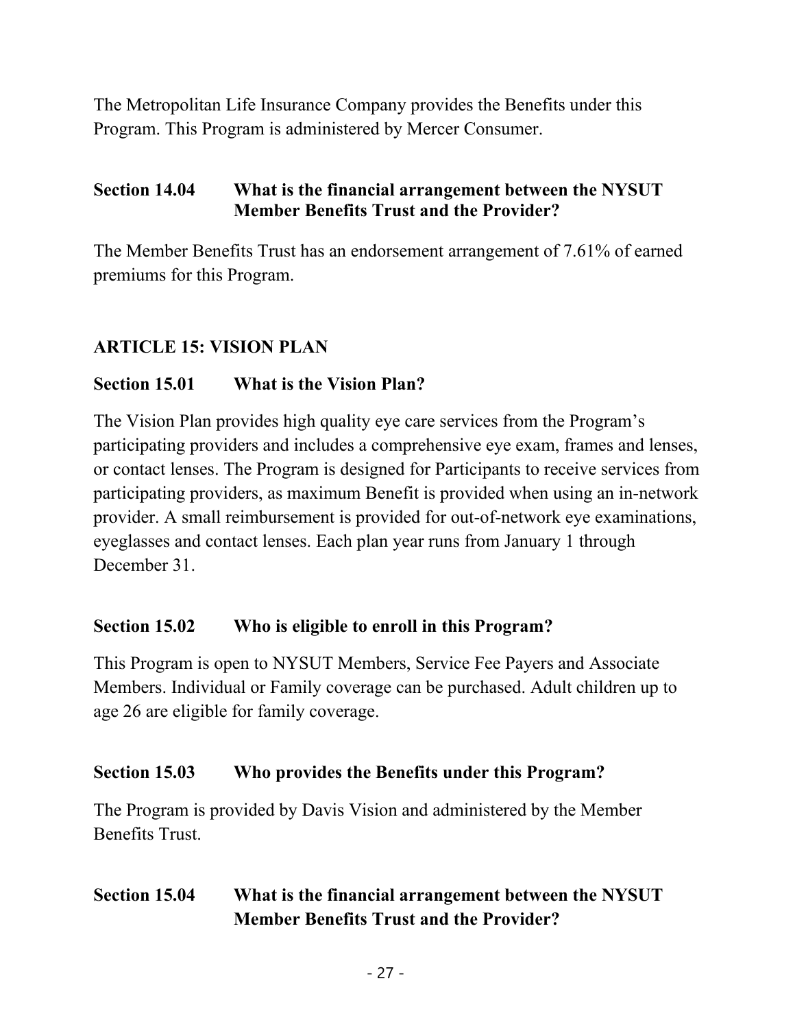The Metropolitan Life Insurance Company provides the Benefits under this Program. This Program is administered by Mercer Consumer.

### Section 14.04 What is the financial arrangement between the NYSUT Member Benefits Trust and the Provider?

The Member Benefits Trust has an endorsement arrangement of 7.61% of earned premiums for this Program.

## ARTICLE 15: VISION PLAN

### Section 15.01 What is the Vision Plan?

The Vision Plan provides high quality eye care services from the Program's participating providers and includes a comprehensive eye exam, frames and lenses, or contact lenses. The Program is designed for Participants to receive services from participating providers, as maximum Benefit is provided when using an in-network provider. A small reimbursement is provided for out-of-network eye examinations, eyeglasses and contact lenses. Each plan year runs from January 1 through December 31.

### Section 15.02 Who is eligible to enroll in this Program?

This Program is open to NYSUT Members, Service Fee Payers and Associate Members. Individual or Family coverage can be purchased. Adult children up to age 26 are eligible for family coverage.

### Section 15.03 Who provides the Benefits under this Program?

The Program is provided by Davis Vision and administered by the Member Benefits Trust.

### Section 15.04 What is the financial arrangement between the NYSUT Member Benefits Trust and the Provider?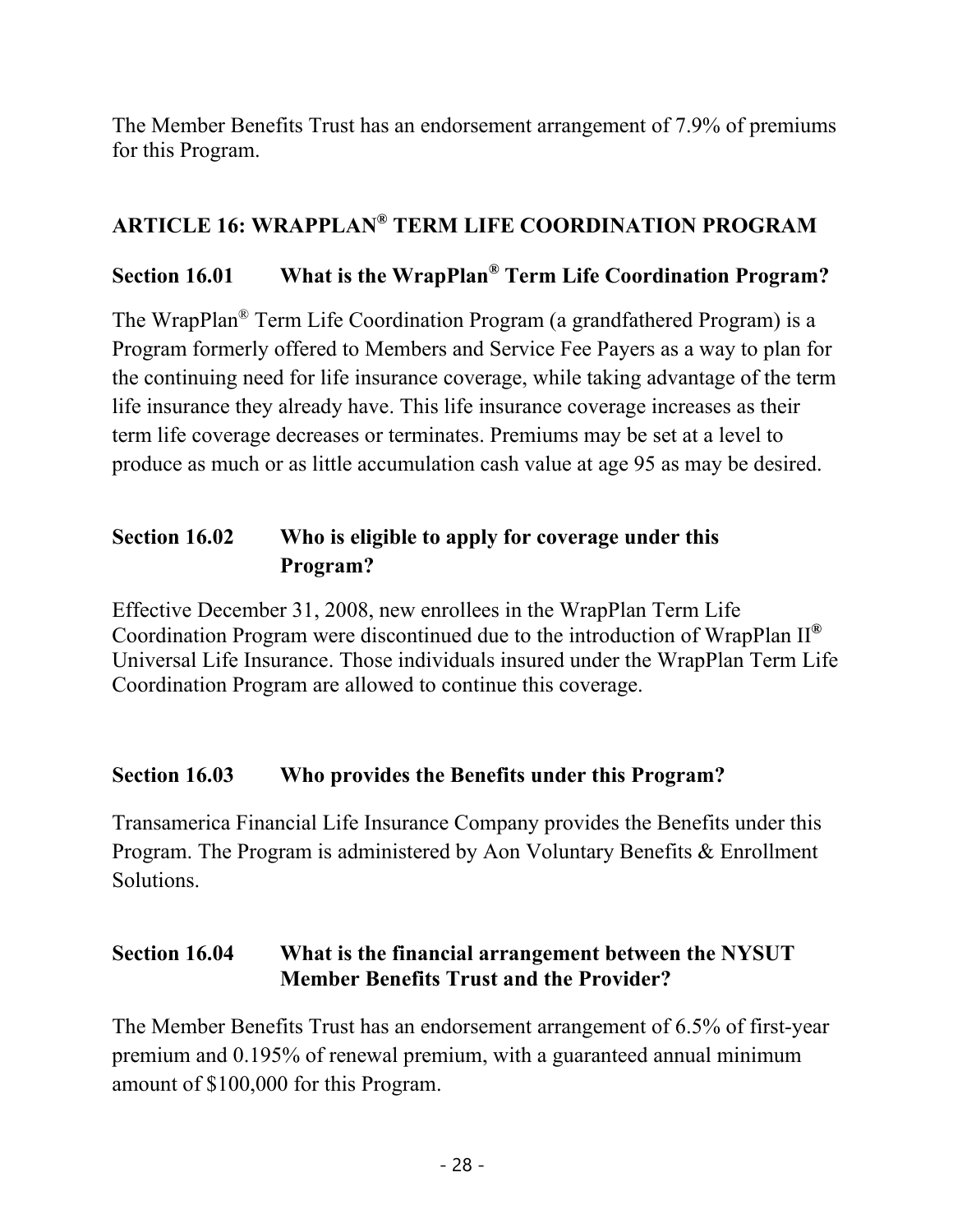The Member Benefits Trust has an endorsement arrangement of 7.9% of premiums for this Program.

## ARTICLE 16: WRAPPLAN® TERM LIFE COORDINATION PROGRAM

### Section 16.01 What is the WrapPlan® Term Life Coordination Program?

The WrapPlan® Term Life Coordination Program (a grandfathered Program) is a Program formerly offered to Members and Service Fee Payers as a way to plan for the continuing need for life insurance coverage, while taking advantage of the term life insurance they already have. This life insurance coverage increases as their term life coverage decreases or terminates. Premiums may be set at a level to produce as much or as little accumulation cash value at age 95 as may be desired.

### Section 16.02 Who is eligible to apply for coverage under this Program?

Effective December 31, 2008, new enrollees in the WrapPlan Term Life Coordination Program were discontinued due to the introduction of WrapPlan II® Universal Life Insurance. Those individuals insured under the WrapPlan Term Life Coordination Program are allowed to continue this coverage.

### Section 16.03 Who provides the Benefits under this Program?

Transamerica Financial Life Insurance Company provides the Benefits under this Program. The Program is administered by Aon Voluntary Benefits & Enrollment Solutions.

### Section 16.04 What is the financial arrangement between the NYSUT Member Benefits Trust and the Provider?

The Member Benefits Trust has an endorsement arrangement of 6.5% of first-year premium and 0.195% of renewal premium, with a guaranteed annual minimum amount of $100,000 for this Program.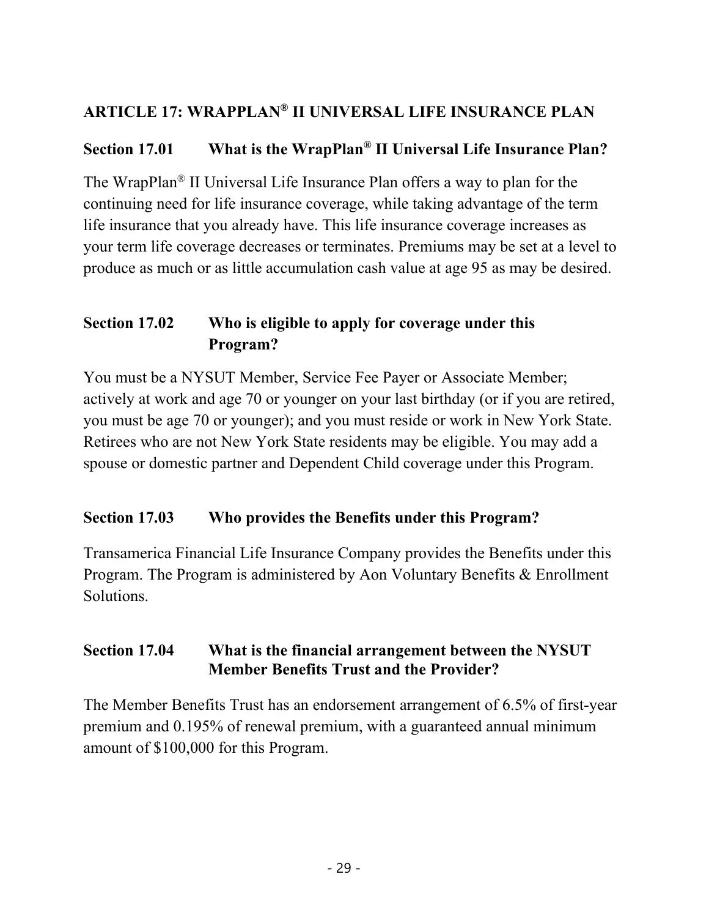## ARTICLE 17: WRAPPLAN® II UNIVERSAL LIFE INSURANCE PLAN

### Section 17.01 What is the WrapPlan® II Universal Life Insurance Plan?

The WrapPlan® II Universal Life Insurance Plan offers a way to plan for the continuing need for life insurance coverage, while taking advantage of the term life insurance that you already have. This life insurance coverage increases as your term life coverage decreases or terminates. Premiums may be set at a level to produce as much or as little accumulation cash value at age 95 as may be desired.

### Section 17.02 Who is eligible to apply for coverage under this Program?

You must be a NYSUT Member, Service Fee Payer or Associate Member; actively at work and age 70 or younger on your last birthday (or if you are retired, you must be age 70 or younger); and you must reside or work in New York State. Retirees who are not New York State residents may be eligible. You may add a spouse or domestic partner and Dependent Child coverage under this Program.

### Section 17.03 Who provides the Benefits under this Program?

Transamerica Financial Life Insurance Company provides the Benefits under this Program. The Program is administered by Aon Voluntary Benefits & Enrollment Solutions.

### Section 17.04 What is the financial arrangement between the NYSUT Member Benefits Trust and the Provider?

The Member Benefits Trust has an endorsement arrangement of 6.5% of first-year premium and 0.195% of renewal premium, with a guaranteed annual minimum amount of $100,000 for this Program.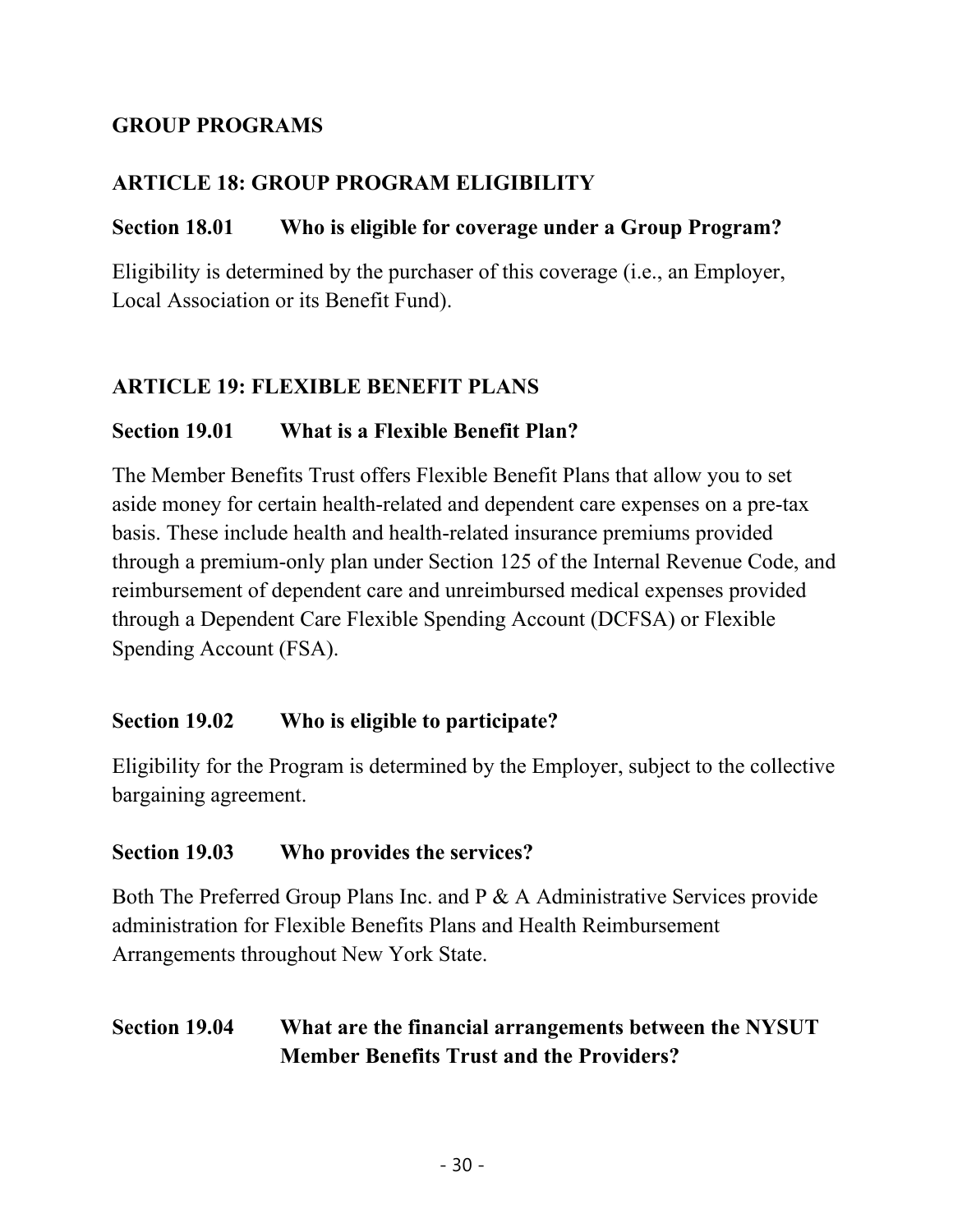## GROUP PROGRAMS

### ARTICLE 18: GROUP PROGRAM ELIGIBILITY

#### Section 18.01 Who is eligible for coverage under a Group Program?

Eligibility is determined by the purchaser of this coverage (i.e., an Employer, Local Association or its Benefit Fund).

### ARTICLE 19: FLEXIBLE BENEFIT PLANS

#### Section 19.01 What is a Flexible Benefit Plan?

The Member Benefits Trust offers Flexible Benefit Plans that allow you to set aside money for certain health-related and dependent care expenses on a pre-tax basis. These include health and health-related insurance premiums provided through a premium-only plan under Section 125 of the Internal Revenue Code, and reimbursement of dependent care and unreimbursed medical expenses provided through a Dependent Care Flexible Spending Account (DCFSA) or Flexible Spending Account (FSA).

#### Section 19.02 Who is eligible to participate?

Eligibility for the Program is determined by the Employer, subject to the collective bargaining agreement.

#### Section 19.03 Who provides the services?

Both The Preferred Group Plans Inc. and P & A Administrative Services provide administration for Flexible Benefits Plans and Health Reimbursement Arrangements throughout New York State.

#### Section 19.04 What are the financial arrangements between the NYSUT Member Benefits Trust and the Providers?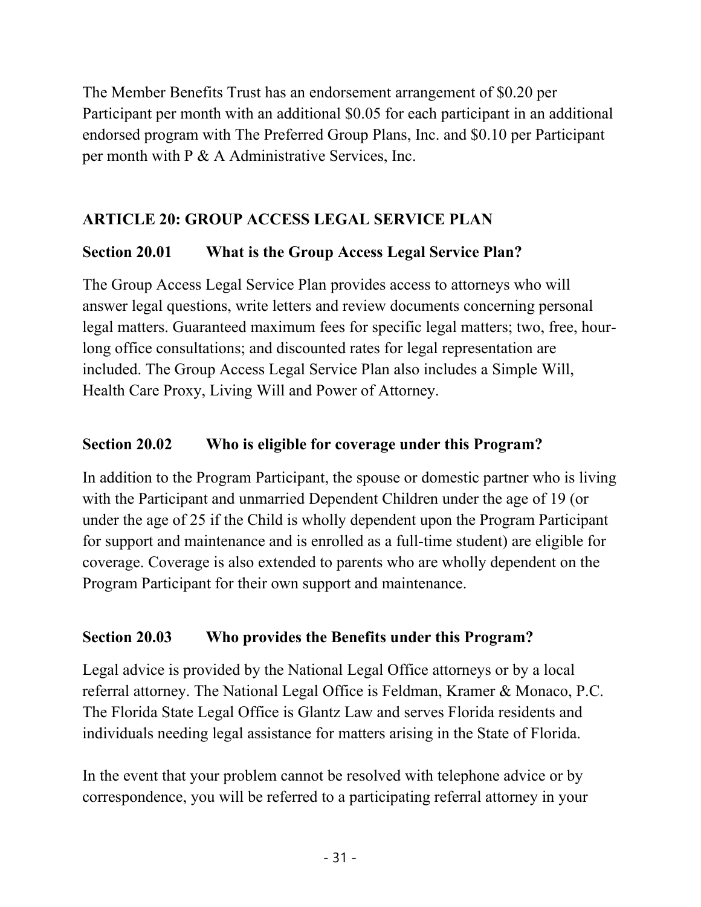The Member Benefits Trust has an endorsement arrangement of $0.20 per Participant per month with an additional $0.05 for each participant in an additional endorsed program with The Preferred Group Plans, Inc. and $0.10 per Participant per month with P & A Administrative Services, Inc.

## ARTICLE 20: GROUP ACCESS LEGAL SERVICE PLAN

### Section 20.01 What is the Group Access Legal Service Plan?

The Group Access Legal Service Plan provides access to attorneys who will answer legal questions, write letters and review documents concerning personal legal matters. Guaranteed maximum fees for specific legal matters; two, free, hour-long office consultations; and discounted rates for legal representation are included. The Group Access Legal Service Plan also includes a Simple Will, Health Care Proxy, Living Will and Power of Attorney.

### Section 20.02 Who is eligible for coverage under this Program?

In addition to the Program Participant, the spouse or domestic partner who is living with the Participant and unmarried Dependent Children under the age of 19 (or under the age of 25 if the Child is wholly dependent upon the Program Participant for support and maintenance and is enrolled as a full-time student) are eligible for coverage. Coverage is also extended to parents who are wholly dependent on the Program Participant for their own support and maintenance.

### Section 20.03 Who provides the Benefits under this Program?

Legal advice is provided by the National Legal Office attorneys or by a local referral attorney. The National Legal Office is Feldman, Kramer & Monaco, P.C. The Florida State Legal Office is Glantz Law and serves Florida residents and individuals needing legal assistance for matters arising in the State of Florida.

In the event that your problem cannot be resolved with telephone advice or by correspondence, you will be referred to a participating referral attorney in your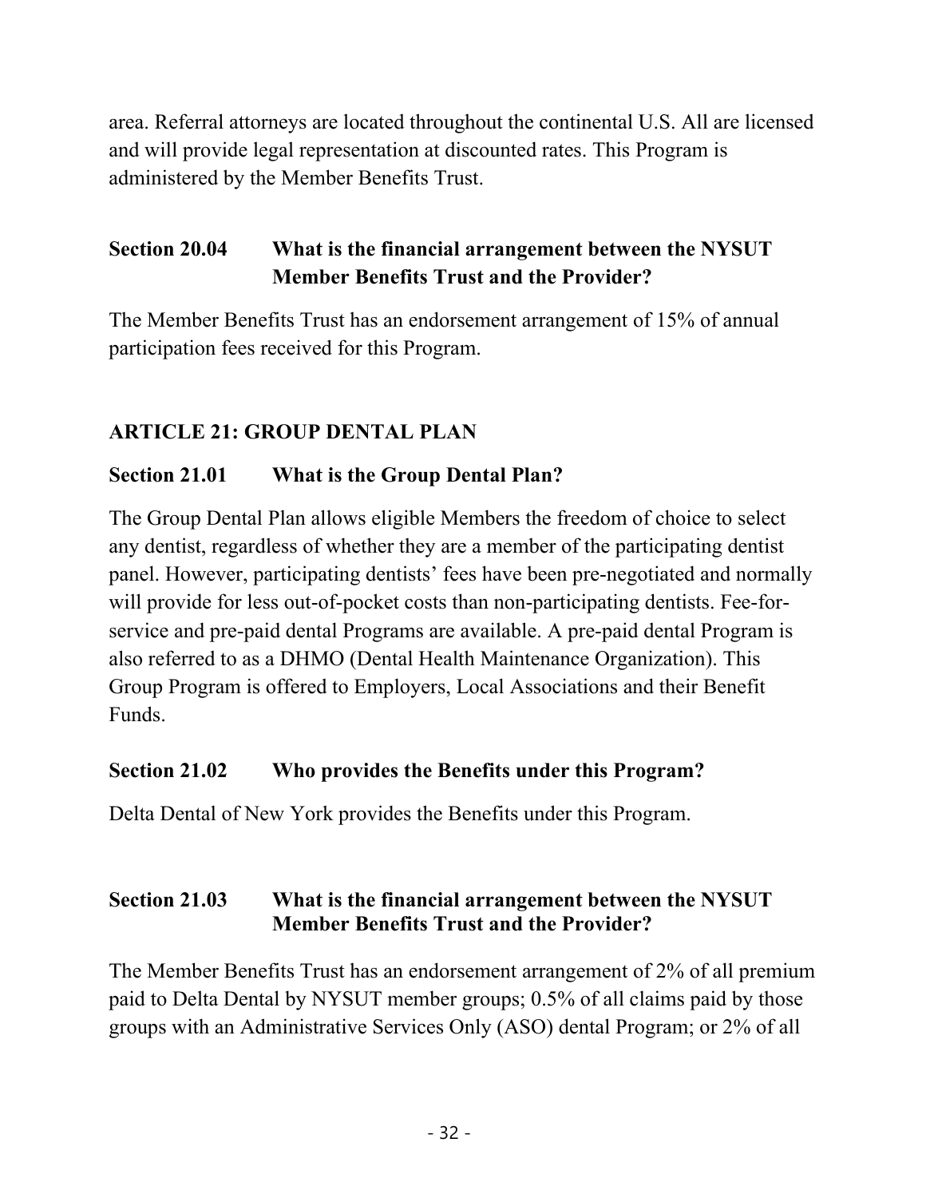area. Referral attorneys are located throughout the continental U.S. All are licensed and will provide legal representation at discounted rates. This Program is administered by the Member Benefits Trust.

### Section 20.04 What is the financial arrangement between the NYSUT Member Benefits Trust and the Provider?

The Member Benefits Trust has an endorsement arrangement of 15% of annual participation fees received for this Program.

## ARTICLE 21: GROUP DENTAL PLAN

### Section 21.01 What is the Group Dental Plan?

The Group Dental Plan allows eligible Members the freedom of choice to select any dentist, regardless of whether they are a member of the participating dentist panel. However, participating dentists' fees have been pre-negotiated and normally will provide for less out-of-pocket costs than non-participating dentists. Fee-for-service and pre-paid dental Programs are available. A pre-paid dental Program is also referred to as a DHMO (Dental Health Maintenance Organization). This Group Program is offered to Employers, Local Associations and their Benefit Funds.

### Section 21.02 Who provides the Benefits under this Program?

Delta Dental of New York provides the Benefits under this Program.

### Section 21.03 What is the financial arrangement between the NYSUT Member Benefits Trust and the Provider?

The Member Benefits Trust has an endorsement arrangement of 2% of all premium paid to Delta Dental by NYSUT member groups; 0.5% of all claims paid by those groups with an Administrative Services Only (ASO) dental Program; or 2% of all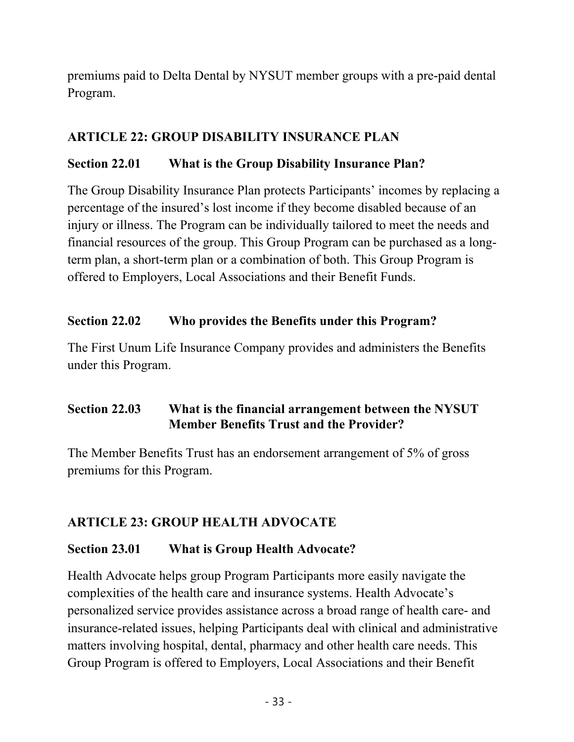premiums paid to Delta Dental by NYSUT member groups with a pre-paid dental Program.

## ARTICLE 22: GROUP DISABILITY INSURANCE PLAN

### Section 22.01 What is the Group Disability Insurance Plan?

The Group Disability Insurance Plan protects Participants' incomes by replacing a percentage of the insured's lost income if they become disabled because of an injury or illness. The Program can be individually tailored to meet the needs and financial resources of the group. This Group Program can be purchased as a long-term plan, a short-term plan or a combination of both. This Group Program is offered to Employers, Local Associations and their Benefit Funds.

### Section 22.02 Who provides the Benefits under this Program?

The First Unum Life Insurance Company provides and administers the Benefits under this Program.

### Section 22.03 What is the financial arrangement between the NYSUT Member Benefits Trust and the Provider?

The Member Benefits Trust has an endorsement arrangement of 5% of gross premiums for this Program.

## ARTICLE 23: GROUP HEALTH ADVOCATE

### Section 23.01 What is Group Health Advocate?

Health Advocate helps group Program Participants more easily navigate the complexities of the health care and insurance systems. Health Advocate's personalized service provides assistance across a broad range of health care- and insurance-related issues, helping Participants deal with clinical and administrative matters involving hospital, dental, pharmacy and other health care needs. This Group Program is offered to Employers, Local Associations and their Benefit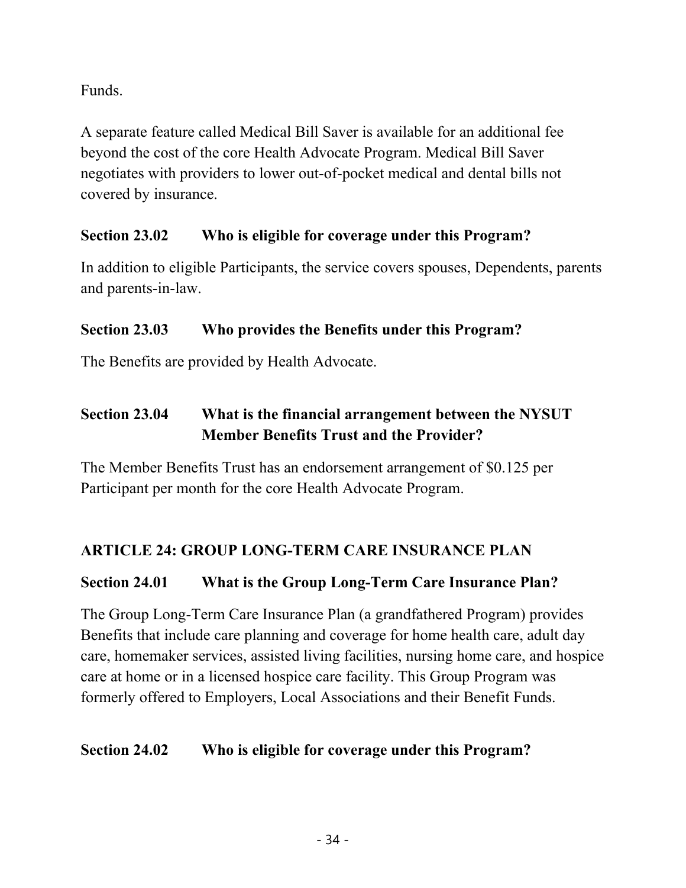Funds.

A separate feature called Medical Bill Saver is available for an additional fee beyond the cost of the core Health Advocate Program. Medical Bill Saver negotiates with providers to lower out-of-pocket medical and dental bills not covered by insurance.

### Section 23.02 Who is eligible for coverage under this Program?

In addition to eligible Participants, the service covers spouses, Dependents, parents and parents-in-law.

### Section 23.03 Who provides the Benefits under this Program?

The Benefits are provided by Health Advocate.

### Section 23.04 What is the financial arrangement between the NYSUT Member Benefits Trust and the Provider?

The Member Benefits Trust has an endorsement arrangement of $0.125 per Participant per month for the core Health Advocate Program.

## ARTICLE 24: GROUP LONG-TERM CARE INSURANCE PLAN

### Section 24.01 What is the Group Long-Term Care Insurance Plan?

The Group Long-Term Care Insurance Plan (a grandfathered Program) provides Benefits that include care planning and coverage for home health care, adult day care, homemaker services, assisted living facilities, nursing home care, and hospice care at home or in a licensed hospice care facility. This Group Program was formerly offered to Employers, Local Associations and their Benefit Funds.

### Section 24.02 Who is eligible for coverage under this Program?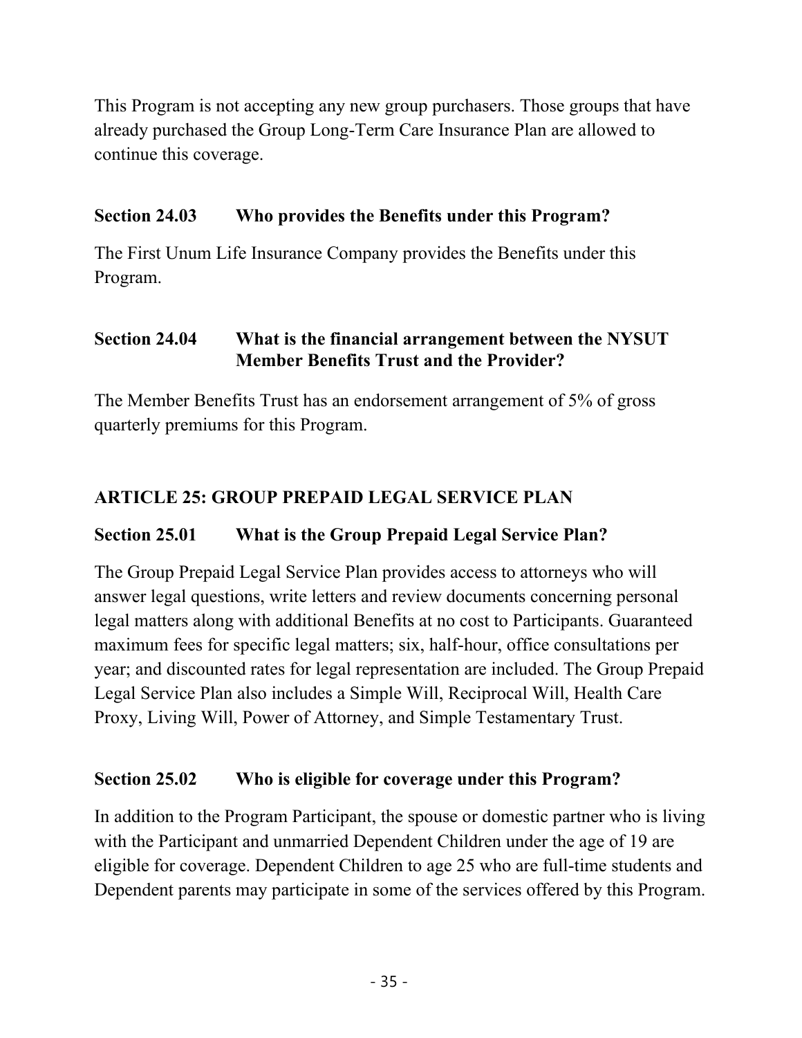This Program is not accepting any new group purchasers. Those groups that have already purchased the Group Long-Term Care Insurance Plan are allowed to continue this coverage.

### Section 24.03 Who provides the Benefits under this Program?

The First Unum Life Insurance Company provides the Benefits under this Program.

### Section 24.04 What is the financial arrangement between the NYSUT Member Benefits Trust and the Provider?

The Member Benefits Trust has an endorsement arrangement of 5% of gross quarterly premiums for this Program.

## ARTICLE 25: GROUP PREPAID LEGAL SERVICE PLAN

### Section 25.01 What is the Group Prepaid Legal Service Plan?

The Group Prepaid Legal Service Plan provides access to attorneys who will answer legal questions, write letters and review documents concerning personal legal matters along with additional Benefits at no cost to Participants. Guaranteed maximum fees for specific legal matters; six, half-hour, office consultations per year; and discounted rates for legal representation are included. The Group Prepaid Legal Service Plan also includes a Simple Will, Reciprocal Will, Health Care Proxy, Living Will, Power of Attorney, and Simple Testamentary Trust.

### Section 25.02 Who is eligible for coverage under this Program?

In addition to the Program Participant, the spouse or domestic partner who is living with the Participant and unmarried Dependent Children under the age of 19 are eligible for coverage. Dependent Children to age 25 who are full-time students and Dependent parents may participate in some of the services offered by this Program.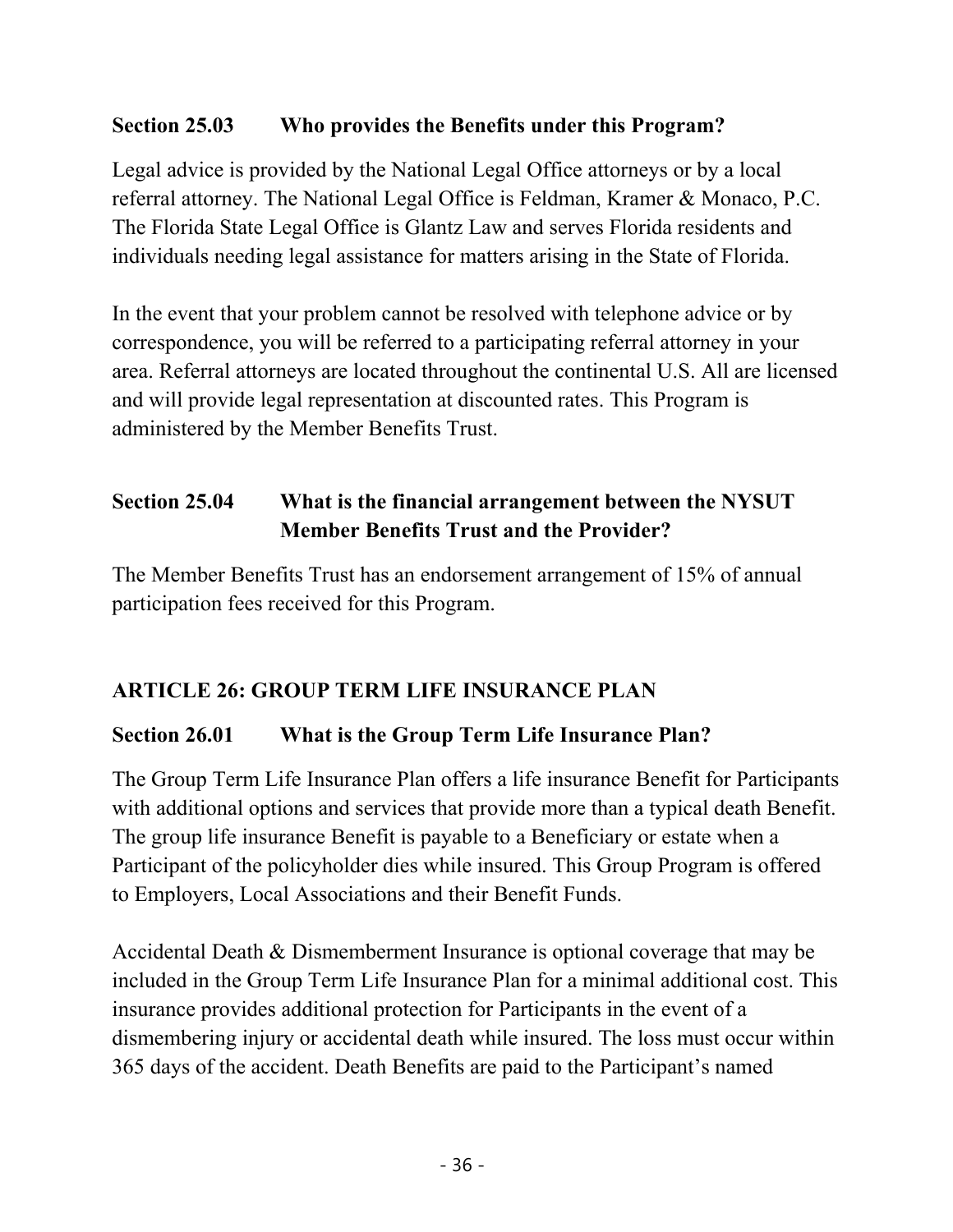### Section 25.03 Who provides the Benefits under this Program?

Legal advice is provided by the National Legal Office attorneys or by a local referral attorney. The National Legal Office is Feldman, Kramer & Monaco, P.C. The Florida State Legal Office is Glantz Law and serves Florida residents and individuals needing legal assistance for matters arising in the State of Florida.

In the event that your problem cannot be resolved with telephone advice or by correspondence, you will be referred to a participating referral attorney in your area. Referral attorneys are located throughout the continental U.S. All are licensed and will provide legal representation at discounted rates. This Program is administered by the Member Benefits Trust.

### Section 25.04 What is the financial arrangement between the NYSUT Member Benefits Trust and the Provider?

The Member Benefits Trust has an endorsement arrangement of 15% of annual participation fees received for this Program.

## ARTICLE 26: GROUP TERM LIFE INSURANCE PLAN

### Section 26.01 What is the Group Term Life Insurance Plan?

The Group Term Life Insurance Plan offers a life insurance Benefit for Participants with additional options and services that provide more than a typical death Benefit. The group life insurance Benefit is payable to a Beneficiary or estate when a Participant of the policyholder dies while insured. This Group Program is offered to Employers, Local Associations and their Benefit Funds.

Accidental Death & Dismemberment Insurance is optional coverage that may be included in the Group Term Life Insurance Plan for a minimal additional cost. This insurance provides additional protection for Participants in the event of a dismembering injury or accidental death while insured. The loss must occur within 365 days of the accident. Death Benefits are paid to the Participant's named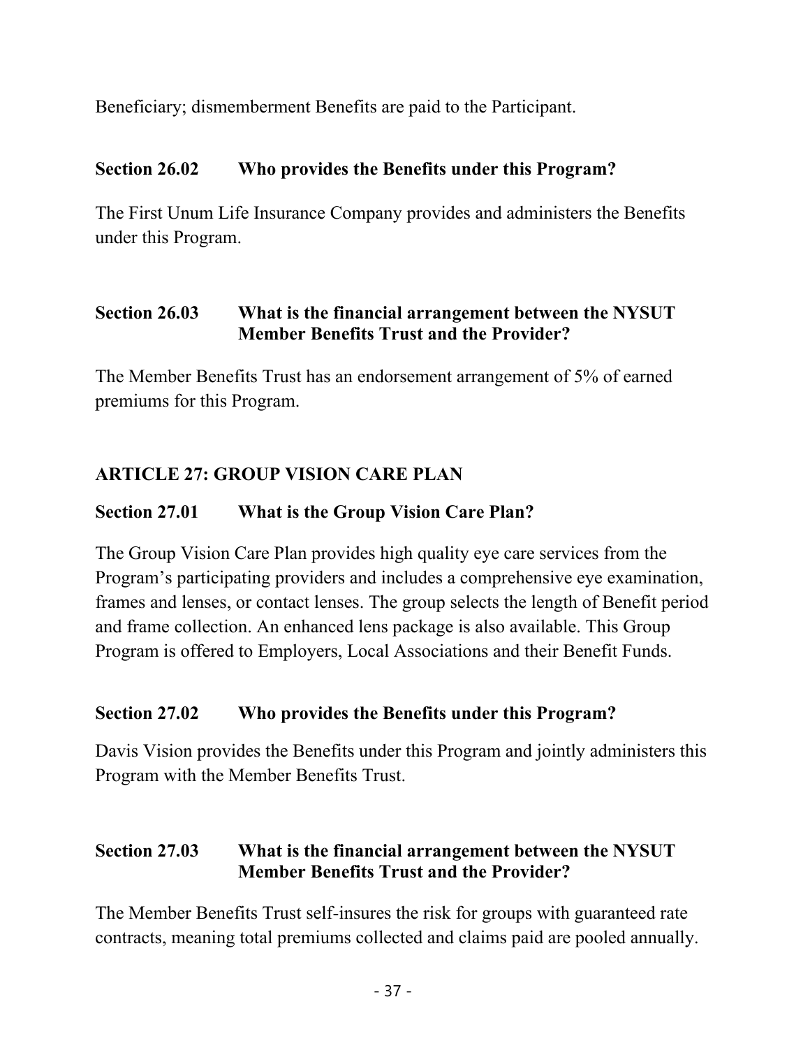Beneficiary; dismemberment Benefits are paid to the Participant.

### Section 26.02 Who provides the Benefits under this Program?

The First Unum Life Insurance Company provides and administers the Benefits under this Program.

### Section 26.03 What is the financial arrangement between the NYSUT Member Benefits Trust and the Provider?

The Member Benefits Trust has an endorsement arrangement of 5% of earned premiums for this Program.

## ARTICLE 27: GROUP VISION CARE PLAN

### Section 27.01 What is the Group Vision Care Plan?

The Group Vision Care Plan provides high quality eye care services from the Program's participating providers and includes a comprehensive eye examination, frames and lenses, or contact lenses. The group selects the length of Benefit period and frame collection. An enhanced lens package is also available. This Group Program is offered to Employers, Local Associations and their Benefit Funds.

### Section 27.02 Who provides the Benefits under this Program?

Davis Vision provides the Benefits under this Program and jointly administers this Program with the Member Benefits Trust.

### Section 27.03 What is the financial arrangement between the NYSUT Member Benefits Trust and the Provider?

The Member Benefits Trust self-insures the risk for groups with guaranteed rate contracts, meaning total premiums collected and claims paid are pooled annually.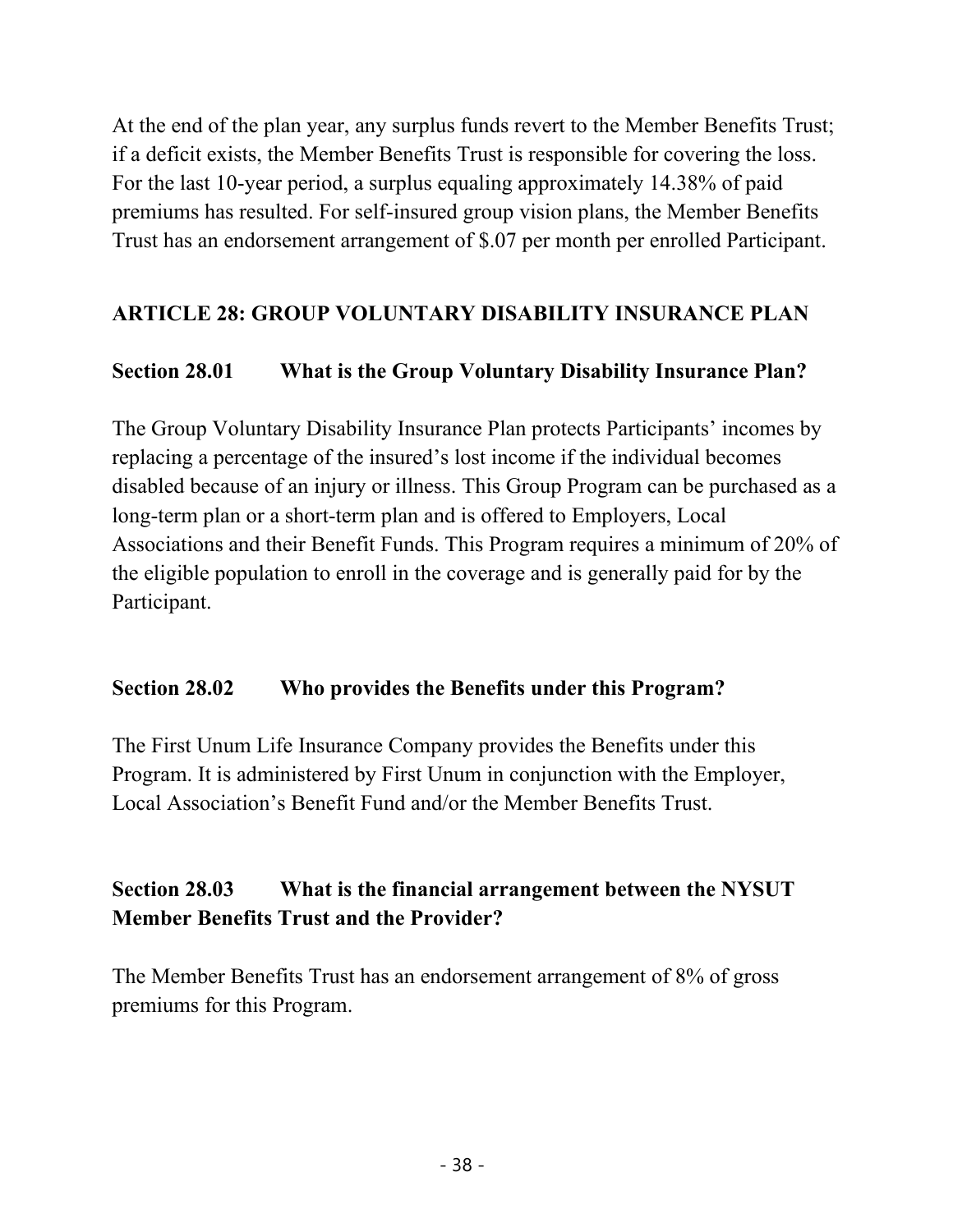At the end of the plan year, any surplus funds revert to the Member Benefits Trust; if a deficit exists, the Member Benefits Trust is responsible for covering the loss. For the last 10-year period, a surplus equaling approximately 14.38% of paid premiums has resulted. For self-insured group vision plans, the Member Benefits Trust has an endorsement arrangement of $.07 per month per enrolled Participant.

## ARTICLE 28: GROUP VOLUNTARY DISABILITY INSURANCE PLAN

### Section 28.01 What is the Group Voluntary Disability Insurance Plan?

The Group Voluntary Disability Insurance Plan protects Participants' incomes by replacing a percentage of the insured's lost income if the individual becomes disabled because of an injury or illness. This Group Program can be purchased as a long-term plan or a short-term plan and is offered to Employers, Local Associations and their Benefit Funds. This Program requires a minimum of 20% of the eligible population to enroll in the coverage and is generally paid for by the Participant.

### Section 28.02 Who provides the Benefits under this Program?

The First Unum Life Insurance Company provides the Benefits under this Program. It is administered by First Unum in conjunction with the Employer, Local Association's Benefit Fund and/or the Member Benefits Trust.

### Section 28.03 What is the financial arrangement between the NYSUT Member Benefits Trust and the Provider?

The Member Benefits Trust has an endorsement arrangement of 8% of gross premiums for this Program.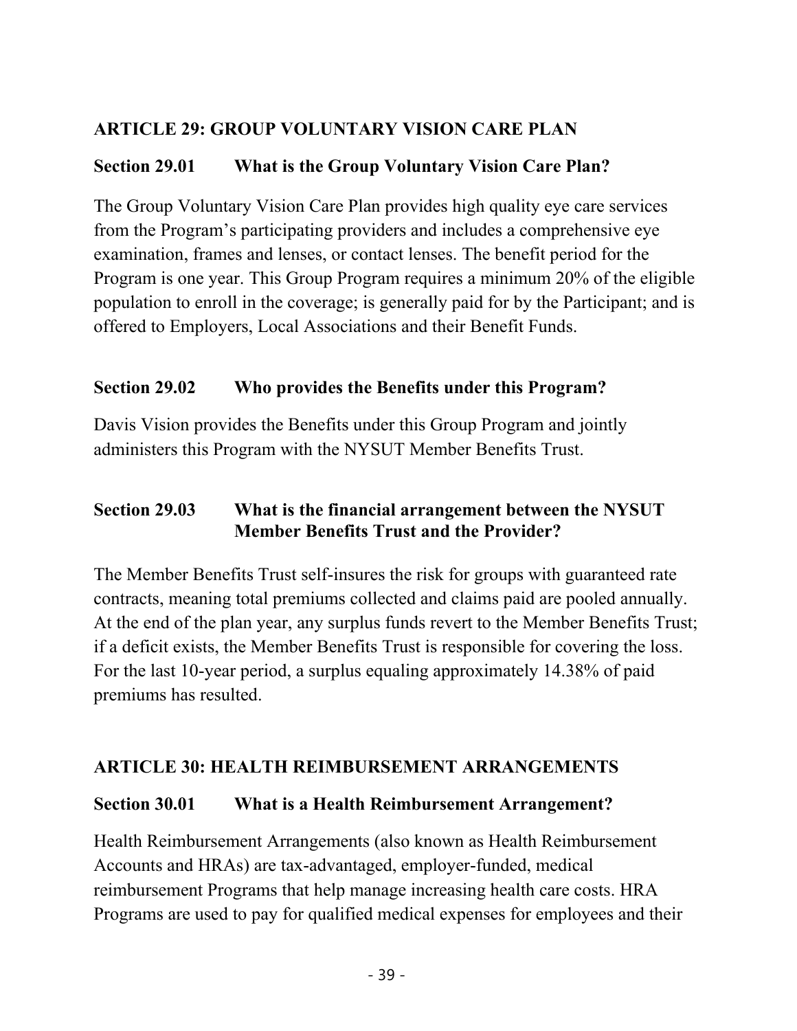## ARTICLE 29: GROUP VOLUNTARY VISION CARE PLAN

### Section 29.01 What is the Group Voluntary Vision Care Plan?

The Group Voluntary Vision Care Plan provides high quality eye care services from the Program's participating providers and includes a comprehensive eye examination, frames and lenses, or contact lenses. The benefit period for the Program is one year. This Group Program requires a minimum 20% of the eligible population to enroll in the coverage; is generally paid for by the Participant; and is offered to Employers, Local Associations and their Benefit Funds.

### Section 29.02 Who provides the Benefits under this Program?

Davis Vision provides the Benefits under this Group Program and jointly administers this Program with the NYSUT Member Benefits Trust.

### Section 29.03 What is the financial arrangement between the NYSUT Member Benefits Trust and the Provider?

The Member Benefits Trust self-insures the risk for groups with guaranteed rate contracts, meaning total premiums collected and claims paid are pooled annually. At the end of the plan year, any surplus funds revert to the Member Benefits Trust; if a deficit exists, the Member Benefits Trust is responsible for covering the loss. For the last 10-year period, a surplus equaling approximately 14.38% of paid premiums has resulted.

## ARTICLE 30: HEALTH REIMBURSEMENT ARRANGEMENTS

### Section 30.01 What is a Health Reimbursement Arrangement?

Health Reimbursement Arrangements (also known as Health Reimbursement Accounts and HRAs) are tax-advantaged, employer-funded, medical reimbursement Programs that help manage increasing health care costs. HRA Programs are used to pay for qualified medical expenses for employees and their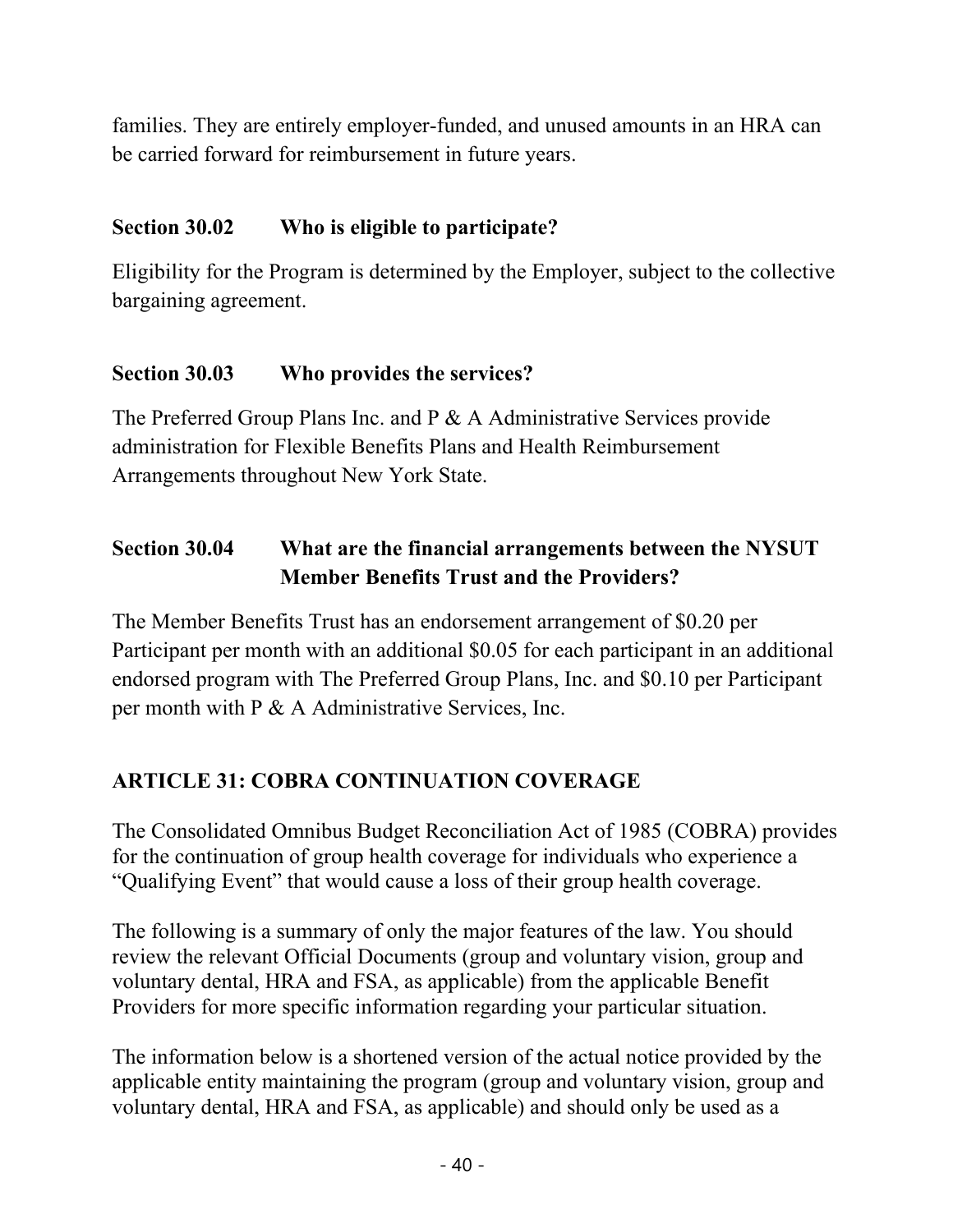families. They are entirely employer-funded, and unused amounts in an HRA can be carried forward for reimbursement in future years.

### Section 30.02 Who is eligible to participate?

Eligibility for the Program is determined by the Employer, subject to the collective bargaining agreement.

### Section 30.03 Who provides the services?

The Preferred Group Plans Inc. and P & A Administrative Services provide administration for Flexible Benefits Plans and Health Reimbursement Arrangements throughout New York State.

### Section 30.04 What are the financial arrangements between the NYSUT Member Benefits Trust and the Providers?

The Member Benefits Trust has an endorsement arrangement of $0.20 per Participant per month with an additional $0.05 for each participant in an additional endorsed program with The Preferred Group Plans, Inc. and $0.10 per Participant per month with P & A Administrative Services, Inc.

## ARTICLE 31: COBRA CONTINUATION COVERAGE

The Consolidated Omnibus Budget Reconciliation Act of 1985 (COBRA) provides for the continuation of group health coverage for individuals who experience a "Qualifying Event" that would cause a loss of their group health coverage.

The following is a summary of only the major features of the law. You should review the relevant Official Documents (group and voluntary vision, group and voluntary dental, HRA and FSA, as applicable) from the applicable Benefit Providers for more specific information regarding your particular situation.

The information below is a shortened version of the actual notice provided by the applicable entity maintaining the program (group and voluntary vision, group and voluntary dental, HRA and FSA, as applicable) and should only be used as a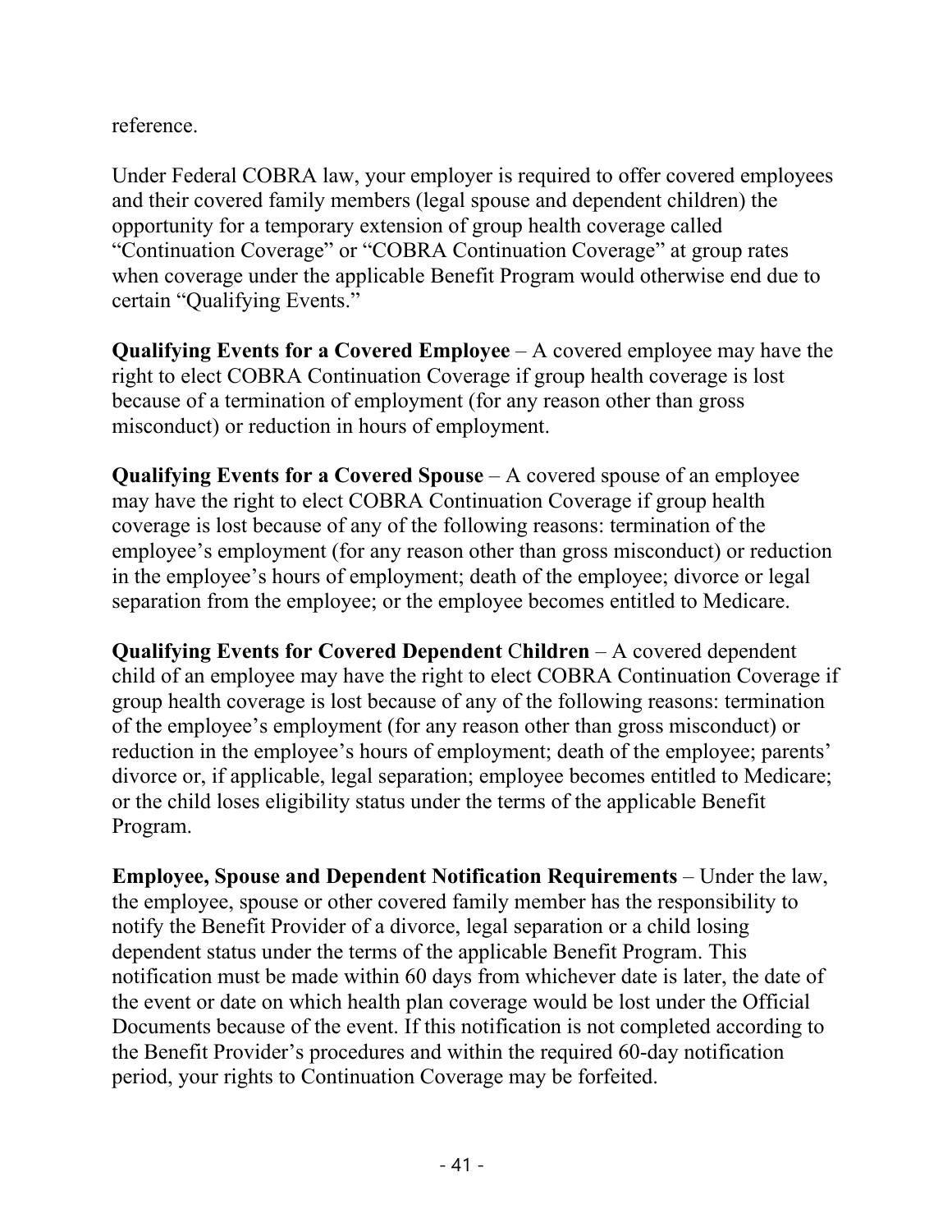reference.

Under Federal COBRA law, your employer is required to offer covered employees and their covered family members (legal spouse and dependent children) the opportunity for a temporary extension of group health coverage called “Continuation Coverage” or “COBRA Continuation Coverage” at group rates when coverage under the applicable Benefit Program would otherwise end due to certain “Qualifying Events.”

**Qualifying Events for a Covered Employee** – A covered employee may have the right to elect COBRA Continuation Coverage if group health coverage is lost because of a termination of employment (for any reason other than gross misconduct) or reduction in hours of employment.

**Qualifying Events for a Covered Spouse** – A covered spouse of an employee may have the right to elect COBRA Continuation Coverage if group health coverage is lost because of any of the following reasons: termination of the employee’s employment (for any reason other than gross misconduct) or reduction in the employee’s hours of employment; death of the employee; divorce or legal separation from the employee; or the employee becomes entitled to Medicare.

**Qualifying Events for Covered Dependent Children** – A covered dependent child of an employee may have the right to elect COBRA Continuation Coverage if group health coverage is lost because of any of the following reasons: termination of the employee’s employment (for any reason other than gross misconduct) or reduction in the employee’s hours of employment; death of the employee; parents’ divorce or, if applicable, legal separation; employee becomes entitled to Medicare; or the child loses eligibility status under the terms of the applicable Benefit Program.

**Employee, Spouse and Dependent Notification Requirements** – Under the law, the employee, spouse or other covered family member has the responsibility to notify the Benefit Provider of a divorce, legal separation or a child losing dependent status under the terms of the applicable Benefit Program. This notification must be made within 60 days from whichever date is later, the date of the event or date on which health plan coverage would be lost under the Official Documents because of the event. If this notification is not completed according to the Benefit Provider’s procedures and within the required 60-day notification period, your rights to Continuation Coverage may be forfeited.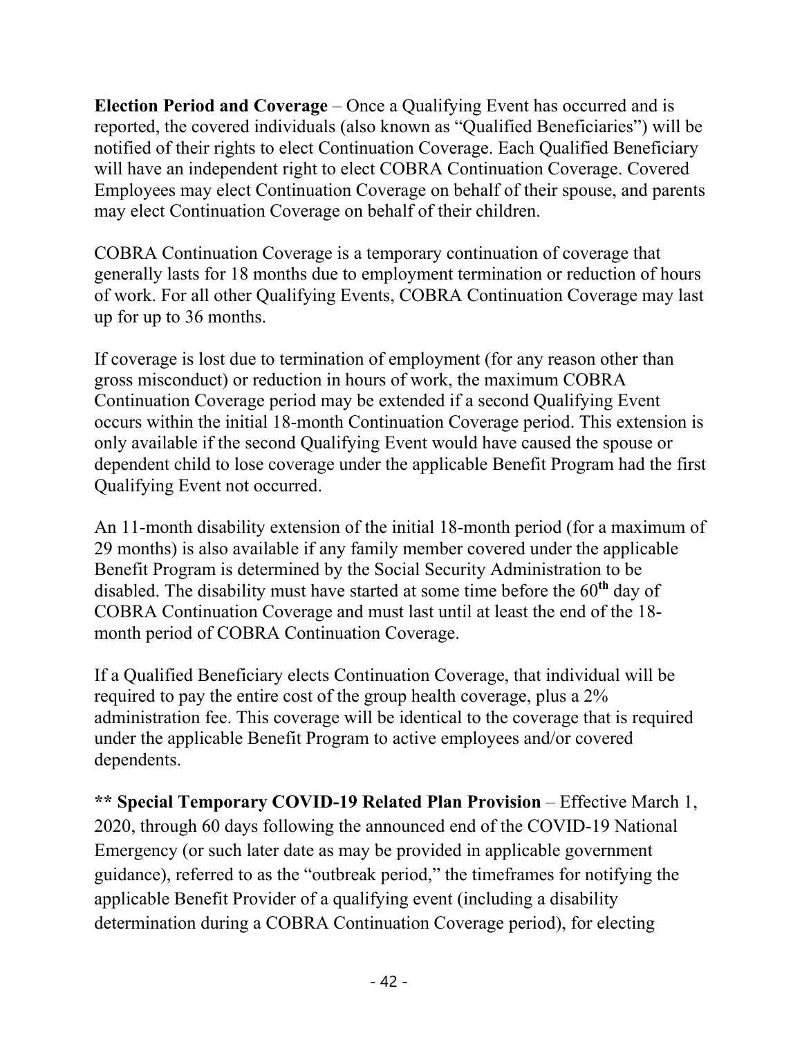**Election Period and Coverage** – Once a Qualifying Event has occurred and is reported, the covered individuals (also known as "Qualified Beneficiaries") will be notified of their rights to elect Continuation Coverage. Each Qualified Beneficiary will have an independent right to elect COBRA Continuation Coverage. Covered Employees may elect Continuation Coverage on behalf of their spouse, and parents may elect Continuation Coverage on behalf of their children.

COBRA Continuation Coverage is a temporary continuation of coverage that generally lasts for 18 months due to employment termination or reduction of hours of work. For all other Qualifying Events, COBRA Continuation Coverage may last up for up to 36 months.

If coverage is lost due to termination of employment (for any reason other than gross misconduct) or reduction in hours of work, the maximum COBRA Continuation Coverage period may be extended if a second Qualifying Event occurs within the initial 18-month Continuation Coverage period. This extension is only available if the second Qualifying Event would have caused the spouse or dependent child to lose coverage under the applicable Benefit Program had the first Qualifying Event not occurred.

An 11-month disability extension of the initial 18-month period (for a maximum of 29 months) is also available if any family member covered under the applicable Benefit Program is determined by the Social Security Administration to be disabled. The disability must have started at some time before the 60**th** day of COBRA Continuation Coverage and must last until at least the end of the 18-month period of COBRA Continuation Coverage.

If a Qualified Beneficiary elects Continuation Coverage, that individual will be required to pay the entire cost of the group health coverage, plus a 2% administration fee. This coverage will be identical to the coverage that is required under the applicable Benefit Program to active employees and/or covered dependents.

**\*\* Special Temporary COVID-19 Related Plan Provision** – Effective March 1, 2020, through 60 days following the announced end of the COVID-19 National Emergency (or such later date as may be provided in applicable government guidance), referred to as the "outbreak period," the timeframes for notifying the applicable Benefit Provider of a qualifying event (including a disability determination during a COBRA Continuation Coverage period), for electing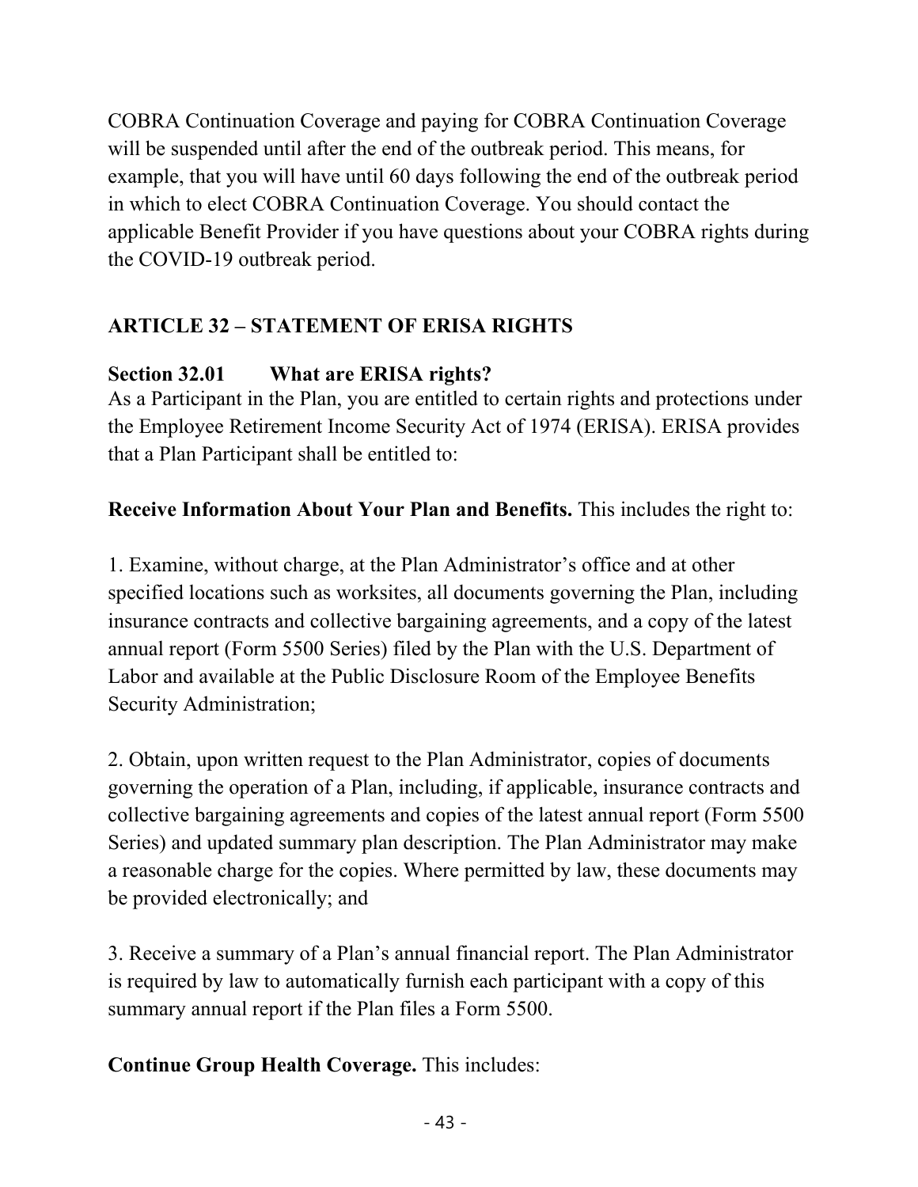COBRA Continuation Coverage and paying for COBRA Continuation Coverage will be suspended until after the end of the outbreak period. This means, for example, that you will have until 60 days following the end of the outbreak period in which to elect COBRA Continuation Coverage. You should contact the applicable Benefit Provider if you have questions about your COBRA rights during the COVID-19 outbreak period.

## ARTICLE 32 – STATEMENT OF ERISA RIGHTS

### Section 32.01 What are ERISA rights?

As a Participant in the Plan, you are entitled to certain rights and protections under the Employee Retirement Income Security Act of 1974 (ERISA). ERISA provides that a Plan Participant shall be entitled to:

**Receive Information About Your Plan and Benefits.** This includes the right to:

1. Examine, without charge, at the Plan Administrator's office and at other specified locations such as worksites, all documents governing the Plan, including insurance contracts and collective bargaining agreements, and a copy of the latest annual report (Form 5500 Series) filed by the Plan with the U.S. Department of Labor and available at the Public Disclosure Room of the Employee Benefits Security Administration;

2. Obtain, upon written request to the Plan Administrator, copies of documents governing the operation of a Plan, including, if applicable, insurance contracts and collective bargaining agreements and copies of the latest annual report (Form 5500 Series) and updated summary plan description. The Plan Administrator may make a reasonable charge for the copies. Where permitted by law, these documents may be provided electronically; and

3. Receive a summary of a Plan's annual financial report. The Plan Administrator is required by law to automatically furnish each participant with a copy of this summary annual report if the Plan files a Form 5500.

**Continue Group Health Coverage.** This includes: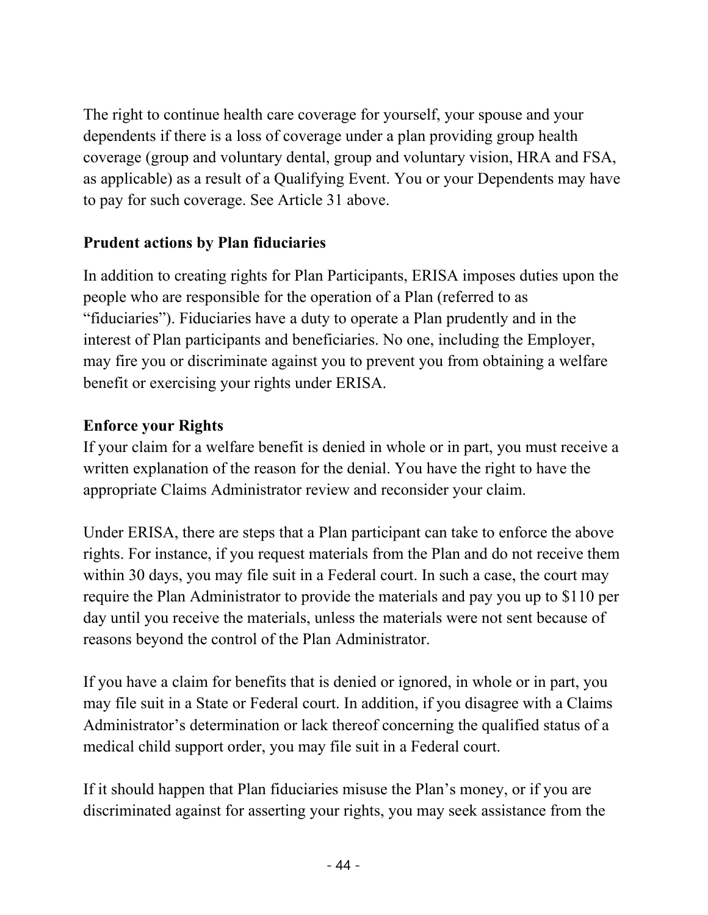The right to continue health care coverage for yourself, your spouse and your dependents if there is a loss of coverage under a plan providing group health coverage (group and voluntary dental, group and voluntary vision, HRA and FSA, as applicable) as a result of a Qualifying Event. You or your Dependents may have to pay for such coverage. See Article 31 above.

**Prudent actions by Plan fiduciaries**

In addition to creating rights for Plan Participants, ERISA imposes duties upon the people who are responsible for the operation of a Plan (referred to as "fiduciaries"). Fiduciaries have a duty to operate a Plan prudently and in the interest of Plan participants and beneficiaries. No one, including the Employer, may fire you or discriminate against you to prevent you from obtaining a welfare benefit or exercising your rights under ERISA.

**Enforce your Rights**

If your claim for a welfare benefit is denied in whole or in part, you must receive a written explanation of the reason for the denial. You have the right to have the appropriate Claims Administrator review and reconsider your claim.

Under ERISA, there are steps that a Plan participant can take to enforce the above rights. For instance, if you request materials from the Plan and do not receive them within 30 days, you may file suit in a Federal court. In such a case, the court may require the Plan Administrator to provide the materials and pay you up to $110 per day until you receive the materials, unless the materials were not sent because of reasons beyond the control of the Plan Administrator.

If you have a claim for benefits that is denied or ignored, in whole or in part, you may file suit in a State or Federal court. In addition, if you disagree with a Claims Administrator's determination or lack thereof concerning the qualified status of a medical child support order, you may file suit in a Federal court.

If it should happen that Plan fiduciaries misuse the Plan's money, or if you are discriminated against for asserting your rights, you may seek assistance from the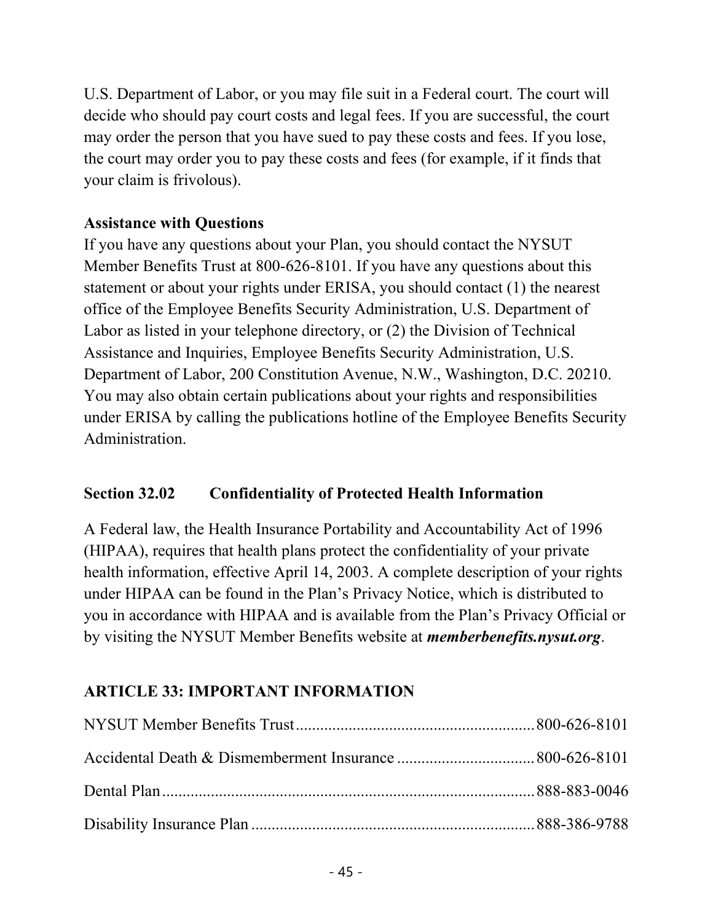U.S. Department of Labor, or you may file suit in a Federal court. The court will decide who should pay court costs and legal fees. If you are successful, the court may order the person that you have sued to pay these costs and fees. If you lose, the court may order you to pay these costs and fees (for example, if it finds that your claim is frivolous).

**Assistance with Questions**

If you have any questions about your Plan, you should contact the NYSUT Member Benefits Trust at 800-626-8101. If you have any questions about this statement or about your rights under ERISA, you should contact (1) the nearest office of the Employee Benefits Security Administration, U.S. Department of Labor as listed in your telephone directory, or (2) the Division of Technical Assistance and Inquiries, Employee Benefits Security Administration, U.S. Department of Labor, 200 Constitution Avenue, N.W., Washington, D.C. 20210. You may also obtain certain publications about your rights and responsibilities under ERISA by calling the publications hotline of the Employee Benefits Security Administration.

### Section 32.02 Confidentiality of Protected Health Information

A Federal law, the Health Insurance Portability and Accountability Act of 1996 (HIPAA), requires that health plans protect the confidentiality of your private health information, effective April 14, 2003. A complete description of your rights under HIPAA can be found in the Plan's Privacy Notice, which is distributed to you in accordance with HIPAA and is available from the Plan's Privacy Official or by visiting the NYSUT Member Benefits website at ***memberbenefits.nysut.org***.

## ARTICLE 33: IMPORTANT INFORMATION

NYSUT Member Benefits Trust .......... 800-626-8101

Accidental Death & Dismemberment Insurance .......... 800-626-8101

Dental Plan .......... 888-883-0046

Disability Insurance Plan .......... 888-386-9788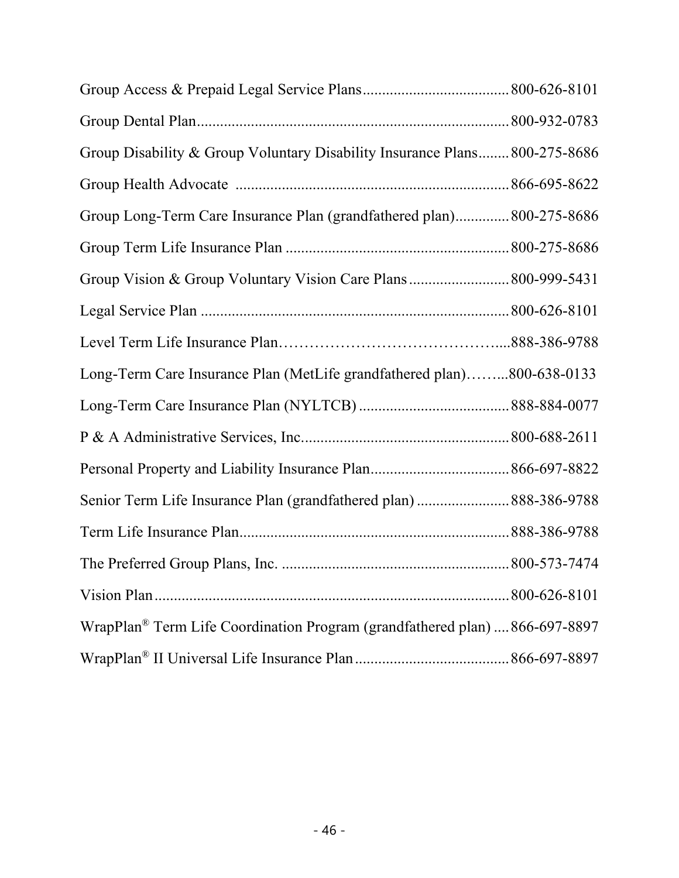Group Access & Prepaid Legal Service Plans......................................800-626-8101

Group Dental Plan.................................................................................800-932-0783

Group Disability & Group Voluntary Disability Insurance Plans........800-275-8686

Group Health Advocate .......................................................................866-695-8622

Group Long-Term Care Insurance Plan (grandfathered plan).............800-275-8686

Group Term Life Insurance Plan .........................................................800-275-8686

Group Vision & Group Voluntary Vision Care Plans..........................800-999-5431

Legal Service Plan ...............................................................................800-626-8101

Level Term Life Insurance Plan……………………………………....888-386-9788

Long-Term Care Insurance Plan (MetLife grandfathered plan)……...800-638-0133

Long-Term Care Insurance Plan (NYLTCB) ......................................888-884-0077

P & A Administrative Services, Inc.....................................................800-688-2611

Personal Property and Liability Insurance Plan...................................866-697-8822

Senior Term Life Insurance Plan (grandfathered plan) .......................888-386-9788

Term Life Insurance Plan.....................................................................888-386-9788

The Preferred Group Plans, Inc. ..........................................................800-573-7474

Vision Plan...........................................................................................800-626-8101

WrapPlan® Term Life Coordination Program (grandfathered plan) ....866-697-8897

WrapPlan® II Universal Life Insurance Plan.......................................866-697-8897